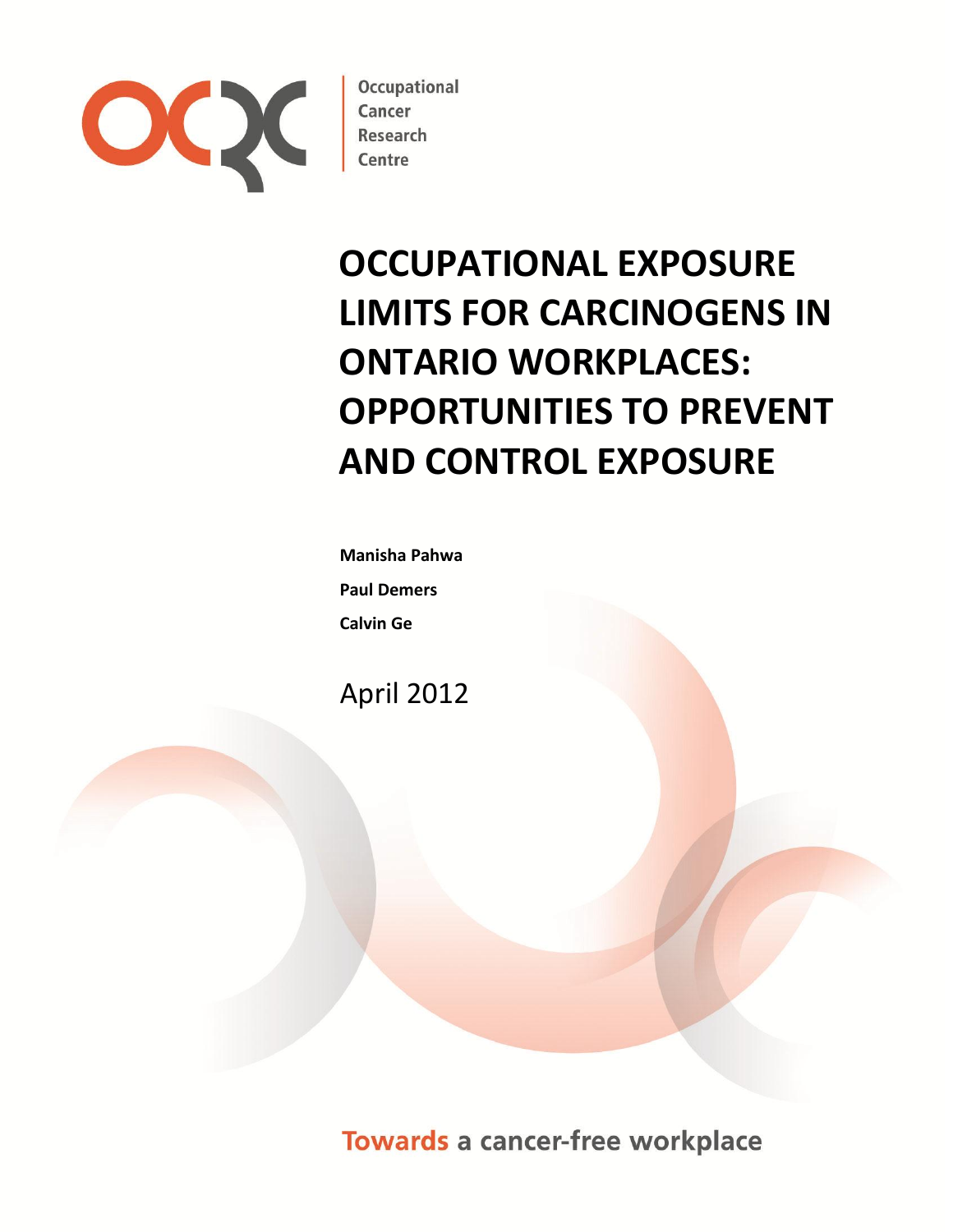Occupational Cancer Research Centre

# OCCUPATIONAL EXPOSURE LIMITS FOR CARCINOGENS IN ONTARIO WORKPLACES: OPPORTUNITIES TO PREVENT AND CONTROL EXPOSURE

**Manisha Pahwa**

**Paul Demers**

**Calvin Ge**

April 2012

Towards a cancer-free workplace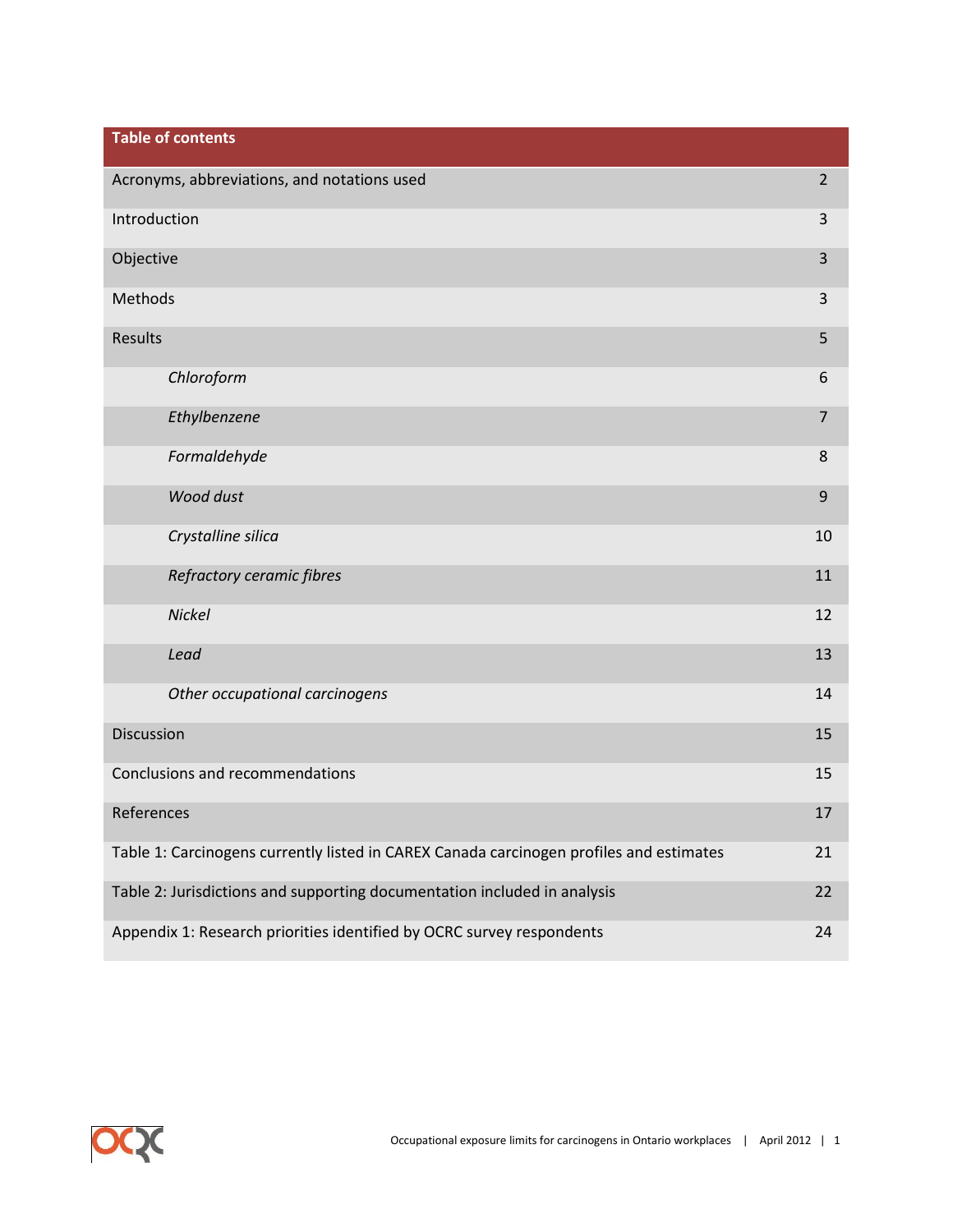| Table of contents | |
|---|---|
| Acronyms, abbreviations, and notations used | 2 |
| Introduction | 3 |
| Objective | 3 |
| Methods | 3 |
| Results | 5 |
| *Chloroform* | 6 |
| *Ethylbenzene* | 7 |
| *Formaldehyde* | 8 |
| *Wood dust* | 9 |
| *Crystalline silica* | 10 |
| *Refractory ceramic fibres* | 11 |
| *Nickel* | 12 |
| *Lead* | 13 |
| *Other occupational carcinogens* | 14 |
| Discussion | 15 |
| Conclusions and recommendations | 15 |
| References | 17 |
| Table 1: Carcinogens currently listed in CAREX Canada carcinogen profiles and estimates | 21 |
| Table 2: Jurisdictions and supporting documentation included in analysis | 22 |
| Appendix 1: Research priorities identified by OCRC survey respondents | 24 |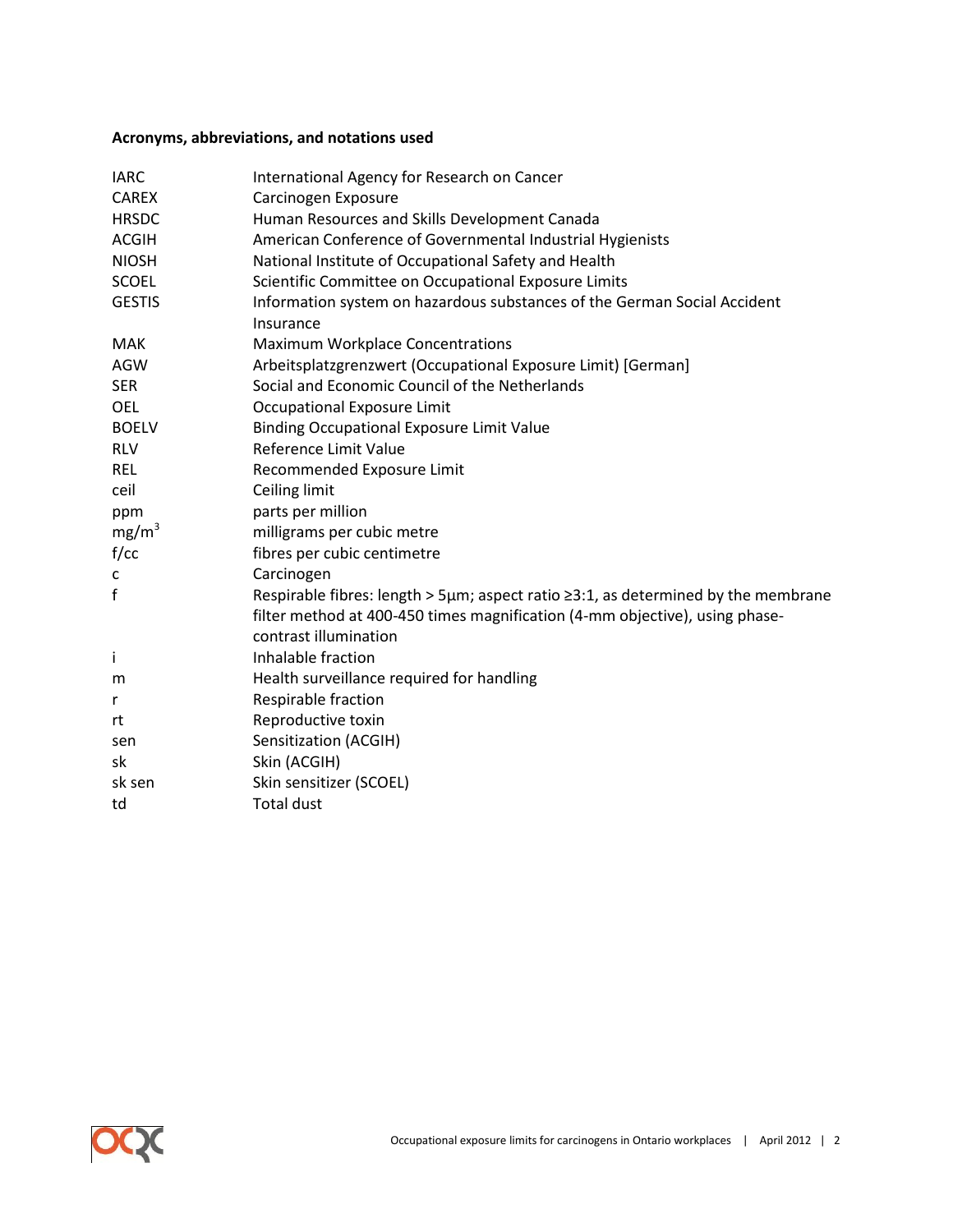**Acronyms, abbreviations, and notations used**

| | |
|---|---|
| IARC | International Agency for Research on Cancer |
| CAREX | Carcinogen Exposure |
| HRSDC | Human Resources and Skills Development Canada |
| ACGIH | American Conference of Governmental Industrial Hygienists |
| NIOSH | National Institute of Occupational Safety and Health |
| SCOEL | Scientific Committee on Occupational Exposure Limits |
| GESTIS | Information system on hazardous substances of the German Social Accident Insurance |
| MAK | Maximum Workplace Concentrations |
| AGW | Arbeitsplatzgrenzwert (Occupational Exposure Limit) [German] |
| SER | Social and Economic Council of the Netherlands |
| OEL | Occupational Exposure Limit |
| BOELV | Binding Occupational Exposure Limit Value |
| RLV | Reference Limit Value |
| REL | Recommended Exposure Limit |
| ceil | Ceiling limit |
| ppm | parts per million |
| $mg/m^3$ | milligrams per cubic metre |
| f/cc | fibres per cubic centimetre |
| c | Carcinogen |
| f | Respirable fibres: length > 5µm; aspect ratio ≥3:1, as determined by the membrane filter method at 400-450 times magnification (4-mm objective), using phase-contrast illumination |
| i | Inhalable fraction |
| m | Health surveillance required for handling |
| r | Respirable fraction |
| rt | Reproductive toxin |
| sen | Sensitization (ACGIH) |
| sk | Skin (ACGIH) |
| sk sen | Skin sensitizer (SCOEL) |
| td | Total dust |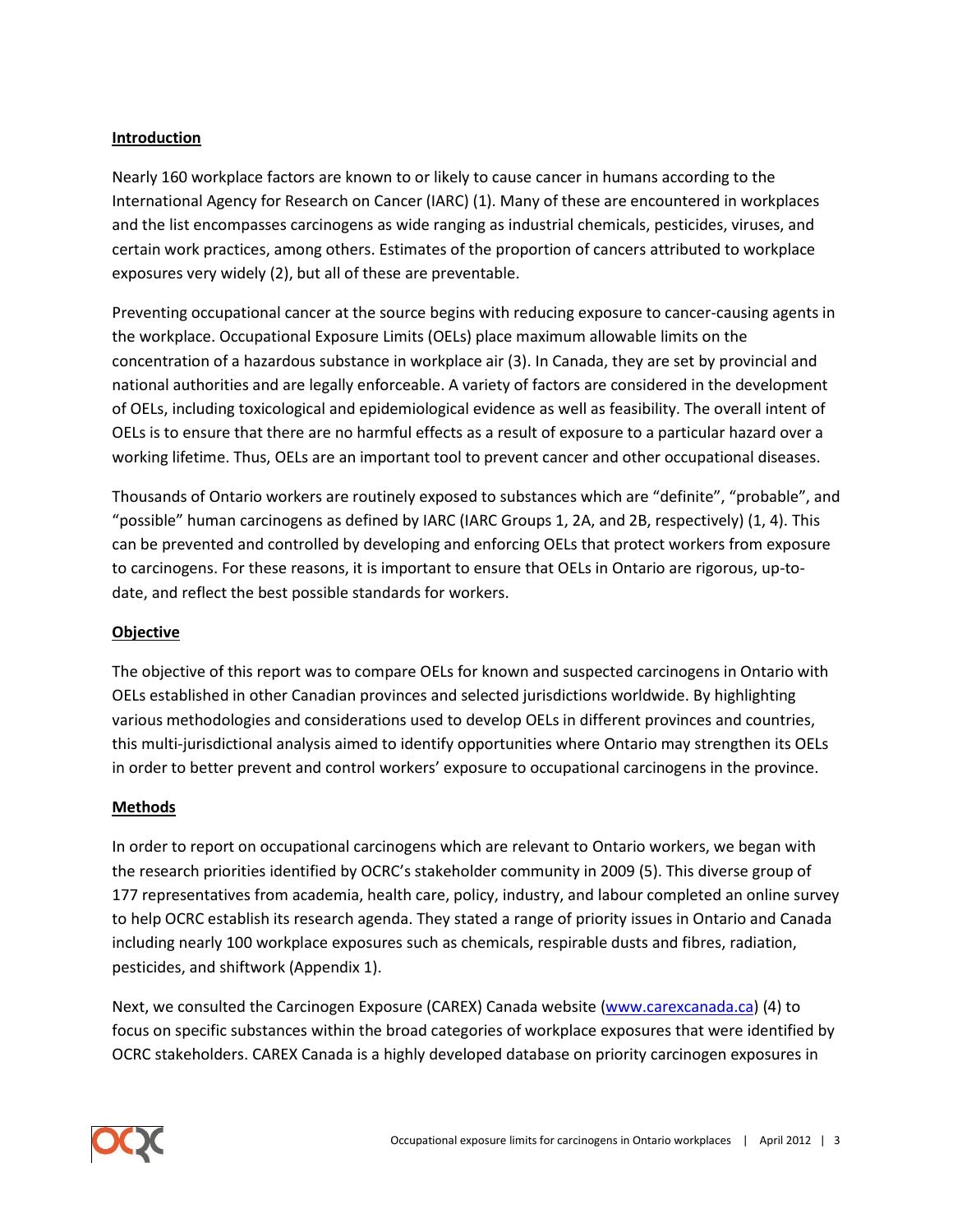## Introduction

Nearly 160 workplace factors are known to or likely to cause cancer in humans according to the International Agency for Research on Cancer (IARC) (1). Many of these are encountered in workplaces and the list encompasses carcinogens as wide ranging as industrial chemicals, pesticides, viruses, and certain work practices, among others. Estimates of the proportion of cancers attributed to workplace exposures very widely (2), but all of these are preventable.

Preventing occupational cancer at the source begins with reducing exposure to cancer-causing agents in the workplace. Occupational Exposure Limits (OELs) place maximum allowable limits on the concentration of a hazardous substance in workplace air (3). In Canada, they are set by provincial and national authorities and are legally enforceable. A variety of factors are considered in the development of OELs, including toxicological and epidemiological evidence as well as feasibility. The overall intent of OELs is to ensure that there are no harmful effects as a result of exposure to a particular hazard over a working lifetime. Thus, OELs are an important tool to prevent cancer and other occupational diseases.

Thousands of Ontario workers are routinely exposed to substances which are "definite", "probable", and "possible" human carcinogens as defined by IARC (IARC Groups 1, 2A, and 2B, respectively) (1, 4). This can be prevented and controlled by developing and enforcing OELs that protect workers from exposure to carcinogens. For these reasons, it is important to ensure that OELs in Ontario are rigorous, up-to-date, and reflect the best possible standards for workers.

## Objective

The objective of this report was to compare OELs for known and suspected carcinogens in Ontario with OELs established in other Canadian provinces and selected jurisdictions worldwide. By highlighting various methodologies and considerations used to develop OELs in different provinces and countries, this multi-jurisdictional analysis aimed to identify opportunities where Ontario may strengthen its OELs in order to better prevent and control workers' exposure to occupational carcinogens in the province.

## Methods

In order to report on occupational carcinogens which are relevant to Ontario workers, we began with the research priorities identified by OCRC's stakeholder community in 2009 (5). This diverse group of 177 representatives from academia, health care, policy, industry, and labour completed an online survey to help OCRC establish its research agenda. They stated a range of priority issues in Ontario and Canada including nearly 100 workplace exposures such as chemicals, respirable dusts and fibres, radiation, pesticides, and shiftwork (Appendix 1).

Next, we consulted the Carcinogen Exposure (CAREX) Canada website (www.carexcanada.ca) (4) to focus on specific substances within the broad categories of workplace exposures that were identified by OCRC stakeholders. CAREX Canada is a highly developed database on priority carcinogen exposures in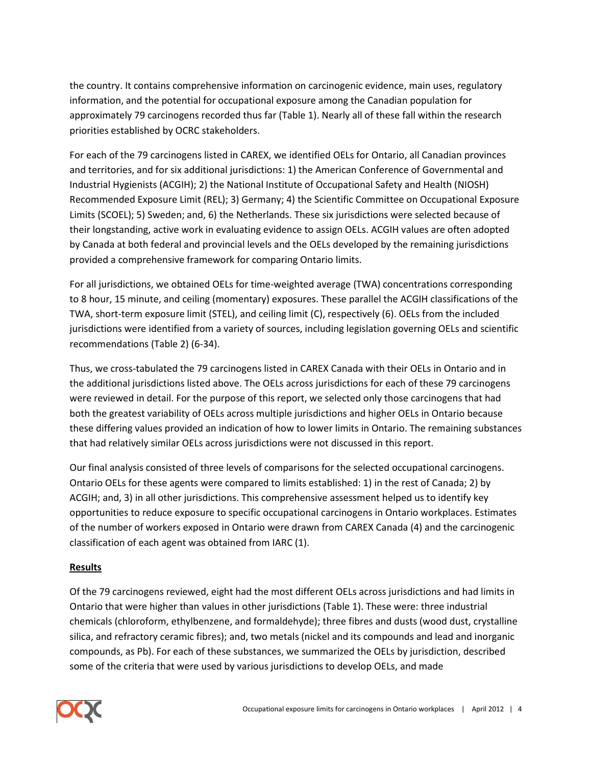the country. It contains comprehensive information on carcinogenic evidence, main uses, regulatory information, and the potential for occupational exposure among the Canadian population for approximately 79 carcinogens recorded thus far (Table 1). Nearly all of these fall within the research priorities established by OCRC stakeholders.

For each of the 79 carcinogens listed in CAREX, we identified OELs for Ontario, all Canadian provinces and territories, and for six additional jurisdictions: 1) the American Conference of Governmental and Industrial Hygienists (ACGIH); 2) the National Institute of Occupational Safety and Health (NIOSH) Recommended Exposure Limit (REL); 3) Germany; 4) the Scientific Committee on Occupational Exposure Limits (SCOEL); 5) Sweden; and, 6) the Netherlands. These six jurisdictions were selected because of their longstanding, active work in evaluating evidence to assign OELs. ACGIH values are often adopted by Canada at both federal and provincial levels and the OELs developed by the remaining jurisdictions provided a comprehensive framework for comparing Ontario limits.

For all jurisdictions, we obtained OELs for time-weighted average (TWA) concentrations corresponding to 8 hour, 15 minute, and ceiling (momentary) exposures. These parallel the ACGIH classifications of the TWA, short-term exposure limit (STEL), and ceiling limit (C), respectively (6). OELs from the included jurisdictions were identified from a variety of sources, including legislation governing OELs and scientific recommendations (Table 2) (6-34).

Thus, we cross-tabulated the 79 carcinogens listed in CAREX Canada with their OELs in Ontario and in the additional jurisdictions listed above. The OELs across jurisdictions for each of these 79 carcinogens were reviewed in detail. For the purpose of this report, we selected only those carcinogens that had both the greatest variability of OELs across multiple jurisdictions and higher OELs in Ontario because these differing values provided an indication of how to lower limits in Ontario. The remaining substances that had relatively similar OELs across jurisdictions were not discussed in this report.

Our final analysis consisted of three levels of comparisons for the selected occupational carcinogens. Ontario OELs for these agents were compared to limits established: 1) in the rest of Canada; 2) by ACGIH; and, 3) in all other jurisdictions. This comprehensive assessment helped us to identify key opportunities to reduce exposure to specific occupational carcinogens in Ontario workplaces. Estimates of the number of workers exposed in Ontario were drawn from CAREX Canada (4) and the carcinogenic classification of each agent was obtained from IARC (1).

## Results

Of the 79 carcinogens reviewed, eight had the most different OELs across jurisdictions and had limits in Ontario that were higher than values in other jurisdictions (Table 1). These were: three industrial chemicals (chloroform, ethylbenzene, and formaldehyde); three fibres and dusts (wood dust, crystalline silica, and refractory ceramic fibres); and, two metals (nickel and its compounds and lead and inorganic compounds, as Pb). For each of these substances, we summarized the OELs by jurisdiction, described some of the criteria that were used by various jurisdictions to develop OELs, and made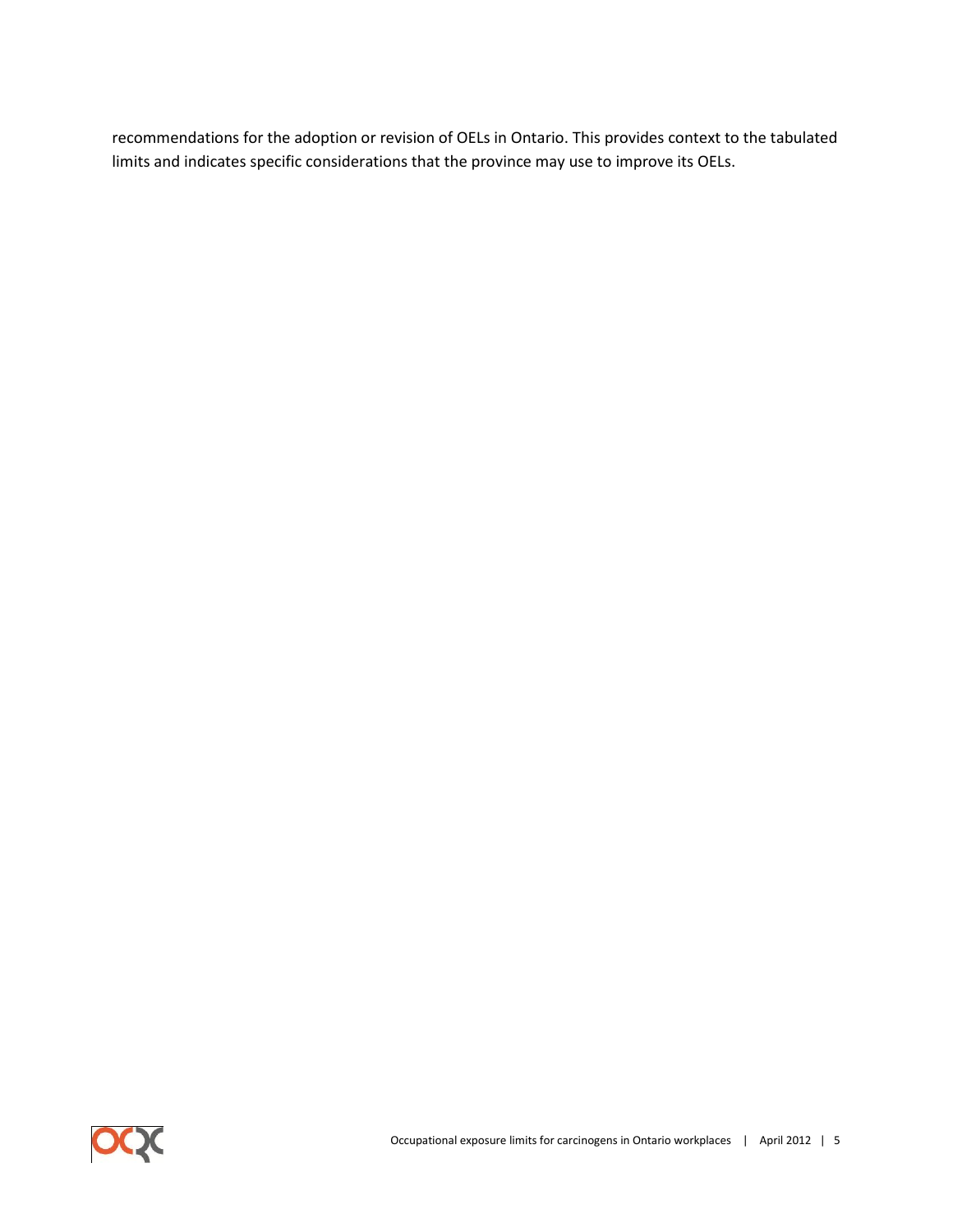recommendations for the adoption or revision of OELs in Ontario. This provides context to the tabulated limits and indicates specific considerations that the province may use to improve its OELs.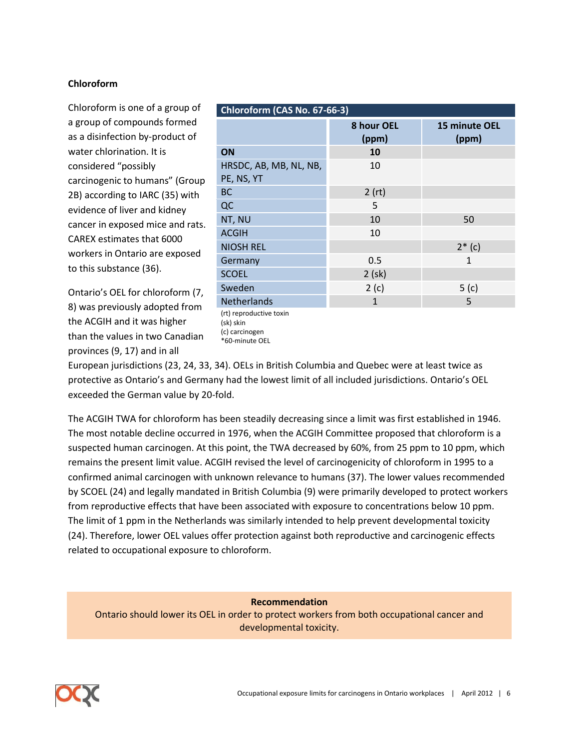### Chloroform

Chloroform is one of a group of a group of compounds formed as a disinfection by-product of water chlorination. It is considered "possibly carcinogenic to humans" (Group 2B) according to IARC (35) with evidence of liver and kidney cancer in exposed mice and rats. CAREX estimates that 6000 workers in Ontario are exposed to this substance (36).

| Chloroform (CAS No. 67-66-3) | | |
|---|---|---|
| | 8 hour OEL (ppm) | 15 minute OEL (ppm) |
| **ON** | **10** | |
| HRSDC, AB, MB, NL, NB, PE, NS, YT | 10 | |
| BC | 2 (rt) | |
| QC | 5 | |
| NT, NU | 10 | 50 |
| ACGIH | 10 | |
| NIOSH REL | | 2* (c) |
| Germany | 0.5 | 1 |
| SCOEL | 2 (sk) | |
| Sweden | 2 (c) | 5 (c) |
| Netherlands | 1 | 5 |

(rt) reproductive toxin
(sk) skin
(c) carcinogen
*60-minute OEL

Ontario's OEL for chloroform (7, 8) was previously adopted from the ACGIH and it was higher than the values in two Canadian provinces (9, 17) and in all European jurisdictions (23, 24, 33, 34). OELs in British Columbia and Quebec were at least twice as protective as Ontario's and Germany had the lowest limit of all included jurisdictions. Ontario's OEL exceeded the German value by 20-fold.

The ACGIH TWA for chloroform has been steadily decreasing since a limit was first established in 1946. The most notable decline occurred in 1976, when the ACGIH Committee proposed that chloroform is a suspected human carcinogen. At this point, the TWA decreased by 60%, from 25 ppm to 10 ppm, which remains the present limit value. ACGIH revised the level of carcinogenicity of chloroform in 1995 to a confirmed animal carcinogen with unknown relevance to humans (37). The lower values recommended by SCOEL (24) and legally mandated in British Columbia (9) were primarily developed to protect workers from reproductive effects that have been associated with exposure to concentrations below 10 ppm. The limit of 1 ppm in the Netherlands was similarly intended to help prevent developmental toxicity (24). Therefore, lower OEL values offer protection against both reproductive and carcinogenic effects related to occupational exposure to chloroform.

**Recommendation**

Ontario should lower its OEL in order to protect workers from both occupational cancer and developmental toxicity.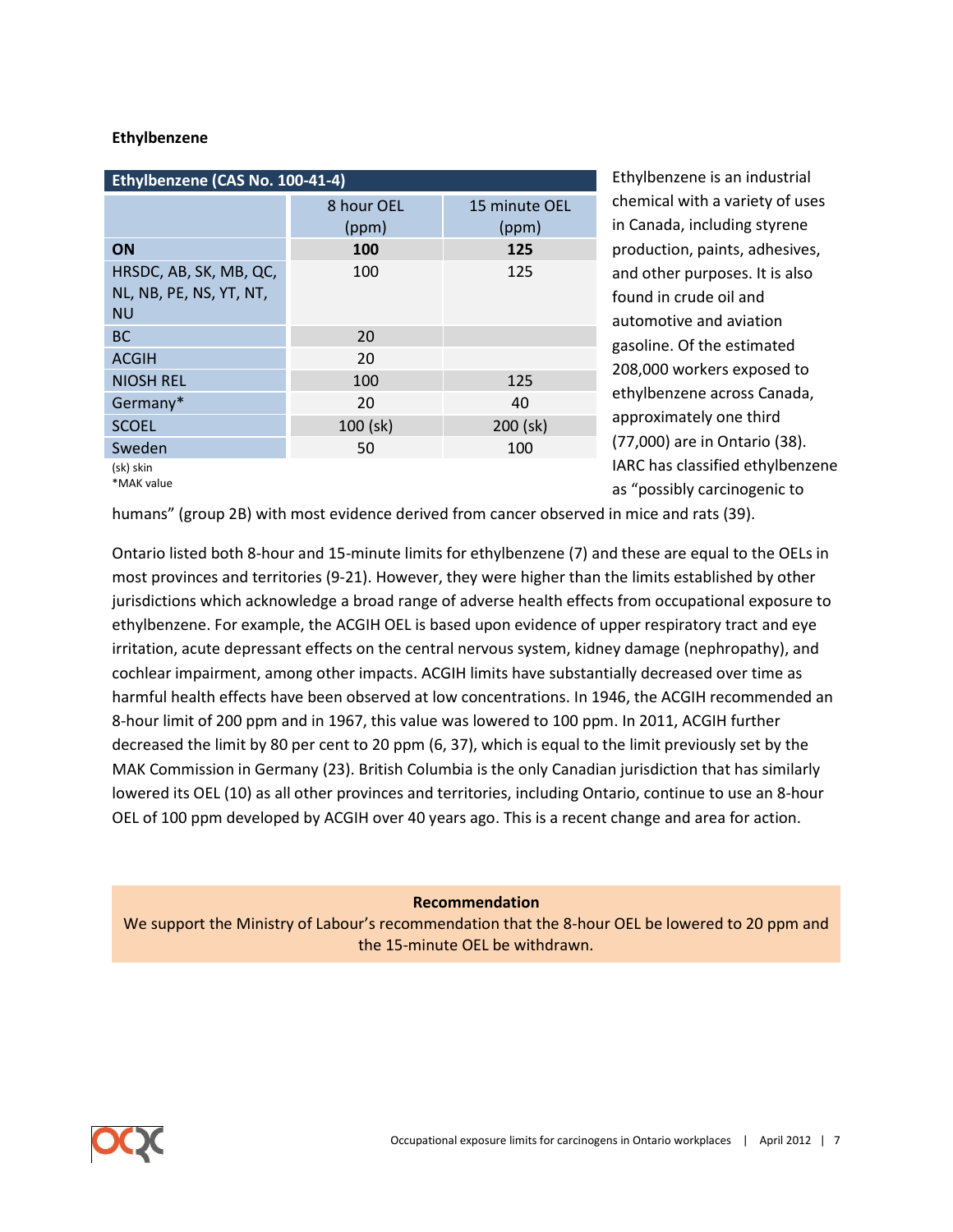**Ethylbenzene**

| Ethylbenzene (CAS No. 100-41-4) | | |
|---|---|---|
| | 8 hour OEL (ppm) | 15 minute OEL (ppm) |
| **ON** | **100** | **125** |
| HRSDC, AB, SK, MB, QC, NL, NB, PE, NS, YT, NT, NU | 100 | 125 |
| BC | 20 | |
| ACGIH | 20 | |
| NIOSH REL | 100 | 125 |
| Germany* | 20 | 40 |
| SCOEL | 100 (sk) | 200 (sk) |
| Sweden | 50 | 100 |

(sk) skin
*MAK value

Ethylbenzene is an industrial chemical with a variety of uses in Canada, including styrene production, paints, adhesives, and other purposes. It is also found in crude oil and automotive and aviation gasoline. Of the estimated 208,000 workers exposed to ethylbenzene across Canada, approximately one third (77,000) are in Ontario (38). IARC has classified ethylbenzene as "possibly carcinogenic to humans" (group 2B) with most evidence derived from cancer observed in mice and rats (39).

Ontario listed both 8-hour and 15-minute limits for ethylbenzene (7) and these are equal to the OELs in most provinces and territories (9-21). However, they were higher than the limits established by other jurisdictions which acknowledge a broad range of adverse health effects from occupational exposure to ethylbenzene. For example, the ACGIH OEL is based upon evidence of upper respiratory tract and eye irritation, acute depressant effects on the central nervous system, kidney damage (nephropathy), and cochlear impairment, among other impacts. ACGIH limits have substantially decreased over time as harmful health effects have been observed at low concentrations. In 1946, the ACGIH recommended an 8-hour limit of 200 ppm and in 1967, this value was lowered to 100 ppm. In 2011, ACGIH further decreased the limit by 80 per cent to 20 ppm (6, 37), which is equal to the limit previously set by the MAK Commission in Germany (23). British Columbia is the only Canadian jurisdiction that has similarly lowered its OEL (10) as all other provinces and territories, including Ontario, continue to use an 8-hour OEL of 100 ppm developed by ACGIH over 40 years ago. This is a recent change and area for action.

**Recommendation**

We support the Ministry of Labour's recommendation that the 8-hour OEL be lowered to 20 ppm and the 15-minute OEL be withdrawn.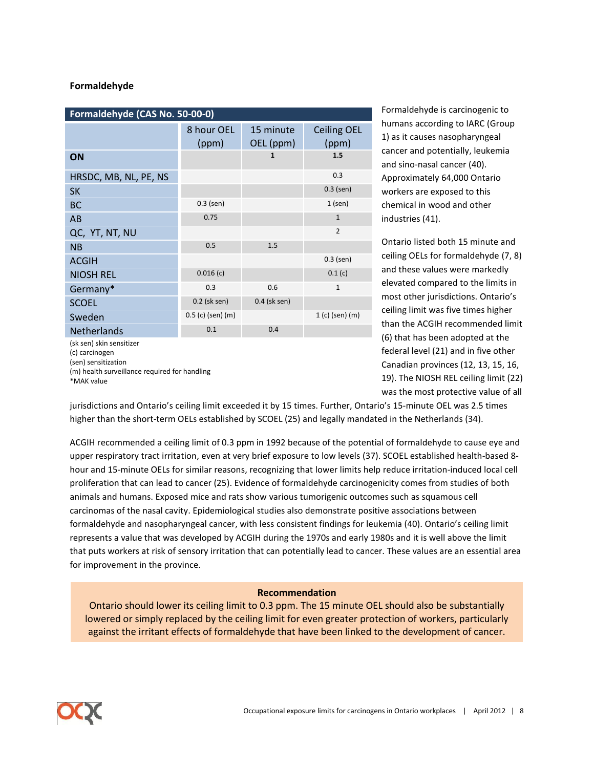## Formaldehyde

| Formaldehyde (CAS No. 50-00-0) | | | |
|---|---|---|---|
| | 8 hour OEL (ppm) | 15 minute OEL (ppm) | Ceiling OEL (ppm) |
| **ON** | | **1** | **1.5** |
| HRSDC, MB, NL, PE, NS | | | 0.3 |
| SK | | | 0.3 (sen) |
| BC | 0.3 (sen) | | 1 (sen) |
| AB | 0.75 | | 1 |
| QC, YT, NT, NU | | | 2 |
| NB | 0.5 | 1.5 | |
| ACGIH | | | 0.3 (sen) |
| NIOSH REL | 0.016 (c) | | 0.1 (c) |
| Germany* | 0.3 | 0.6 | 1 |
| SCOEL | 0.2 (sk sen) | 0.4 (sk sen) | |
| Sweden | 0.5 (c) (sen) (m) | | 1 (c) (sen) (m) |
| Netherlands | 0.1 | 0.4 | |

(sk sen) skin sensitizer
(c) carcinogen
(sen) sensitization
(m) health surveillance required for handling
*MAK value

Formaldehyde is carcinogenic to humans according to IARC (Group 1) as it causes nasopharyngeal cancer and potentially, leukemia and sino-nasal cancer (40). Approximately 64,000 Ontario workers are exposed to this chemical in wood and other industries (41).

Ontario listed both 15 minute and ceiling OELs for formaldehyde (7, 8) and these values were markedly elevated compared to the limits in most other jurisdictions. Ontario's ceiling limit was five times higher than the ACGIH recommended limit (6) that has been adopted at the federal level (21) and in five other Canadian provinces (12, 13, 15, 16, 19). The NIOSH REL ceiling limit (22) was the most protective value of all jurisdictions and Ontario's ceiling limit exceeded it by 15 times. Further, Ontario's 15-minute OEL was 2.5 times higher than the short-term OELs established by SCOEL (25) and legally mandated in the Netherlands (34).

ACGIH recommended a ceiling limit of 0.3 ppm in 1992 because of the potential of formaldehyde to cause eye and upper respiratory tract irritation, even at very brief exposure to low levels (37). SCOEL established health-based 8-hour and 15-minute OELs for similar reasons, recognizing that lower limits help reduce irritation-induced local cell proliferation that can lead to cancer (25). Evidence of formaldehyde carcinogenicity comes from studies of both animals and humans. Exposed mice and rats show various tumorigenic outcomes such as squamous cell carcinomas of the nasal cavity. Epidemiological studies also demonstrate positive associations between formaldehyde and nasopharyngeal cancer, with less consistent findings for leukemia (40). Ontario's ceiling limit represents a value that was developed by ACGIH during the 1970s and early 1980s and it is well above the limit that puts workers at risk of sensory irritation that can potentially lead to cancer. These values are an essential area for improvement in the province.

**Recommendation**

Ontario should lower its ceiling limit to 0.3 ppm. The 15 minute OEL should also be substantially lowered or simply replaced by the ceiling limit for even greater protection of workers, particularly against the irritant effects of formaldehyde that have been linked to the development of cancer.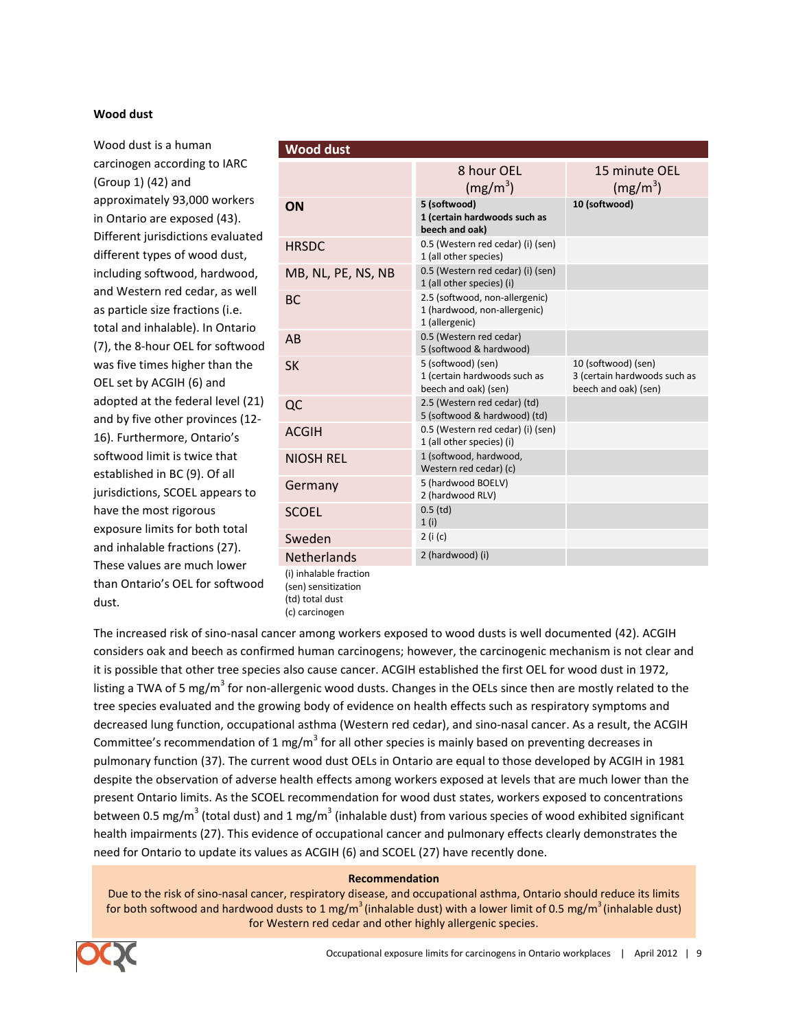**Wood dust**

Wood dust is a human carcinogen according to IARC (Group 1) (42) and approximately 93,000 workers in Ontario are exposed (43). Different jurisdictions evaluated different types of wood dust, including softwood, hardwood, and Western red cedar, as well as particle size fractions (i.e. total and inhalable). In Ontario (7), the 8-hour OEL for softwood was five times higher than the OEL set by ACGIH (6) and adopted at the federal level (21) and by five other provinces (12-16). Furthermore, Ontario's softwood limit is twice that established in BC (9). Of all jurisdictions, SCOEL appears to have the most rigorous exposure limits for both total and inhalable fractions (27). These values are much lower than Ontario's OEL for softwood dust.

| Wood dust | | |
|---|---|---|
| | 8 hour OEL (mg/m$^3$) | 15 minute OEL (mg/m$^3$) |
| **ON** | **5 (softwood)**<br>**1 (certain hardwoods such as beech and oak)** | **10 (softwood)** |
| HRSDC | 0.5 (Western red cedar) (i) (sen)<br>1 (all other species) | |
| MB, NL, PE, NS, NB | 0.5 (Western red cedar) (i) (sen)<br>1 (all other species) (i) | |
| BC | 2.5 (softwood, non-allergenic)<br>1 (hardwood, non-allergenic)<br>1 (allergenic) | |
| AB | 0.5 (Western red cedar)<br>5 (softwood & hardwood) | |
| SK | 5 (softwood) (sen)<br>1 (certain hardwoods such as beech and oak) (sen) | 10 (softwood) (sen)<br>3 (certain hardwoods such as beech and oak) (sen) |
| QC | 2.5 (Western red cedar) (td)<br>5 (softwood & hardwood) (td) | |
| ACGIH | 0.5 (Western red cedar) (i) (sen)<br>1 (all other species) (i) | |
| NIOSH REL | 1 (softwood, hardwood, Western red cedar) (c) | |
| Germany | 5 (hardwood BOELV)<br>2 (hardwood RLV) | |
| SCOEL | 0.5 (td)<br>1 (i) | |
| Sweden | 2 (i (c) | |
| Netherlands | 2 (hardwood) (i) | |

(i) inhalable fraction
(sen) sensitization
(td) total dust
(c) carcinogen

The increased risk of sino-nasal cancer among workers exposed to wood dusts is well documented (42). ACGIH considers oak and beech as confirmed human carcinogens; however, the carcinogenic mechanism is not clear and it is possible that other tree species also cause cancer. ACGIH established the first OEL for wood dust in 1972, listing a TWA of 5 mg/m$^3$ for non-allergenic wood dusts. Changes in the OELs since then are mostly related to the tree species evaluated and the growing body of evidence on health effects such as respiratory symptoms and decreased lung function, occupational asthma (Western red cedar), and sino-nasal cancer. As a result, the ACGIH Committee's recommendation of 1 mg/m$^3$ for all other species is mainly based on preventing decreases in pulmonary function (37). The current wood dust OELs in Ontario are equal to those developed by ACGIH in 1981 despite the observation of adverse health effects among workers exposed at levels that are much lower than the present Ontario limits. As the SCOEL recommendation for wood dust states, workers exposed to concentrations between 0.5 mg/m$^3$ (total dust) and 1 mg/m$^3$ (inhalable dust) from various species of wood exhibited significant health impairments (27). This evidence of occupational cancer and pulmonary effects clearly demonstrates the need for Ontario to update its values as ACGIH (6) and SCOEL (27) have recently done.

**Recommendation**

Due to the risk of sino-nasal cancer, respiratory disease, and occupational asthma, Ontario should reduce its limits for both softwood and hardwood dusts to 1 mg/m$^3$ (inhalable dust) with a lower limit of 0.5 mg/m$^3$ (inhalable dust) for Western red cedar and other highly allergenic species.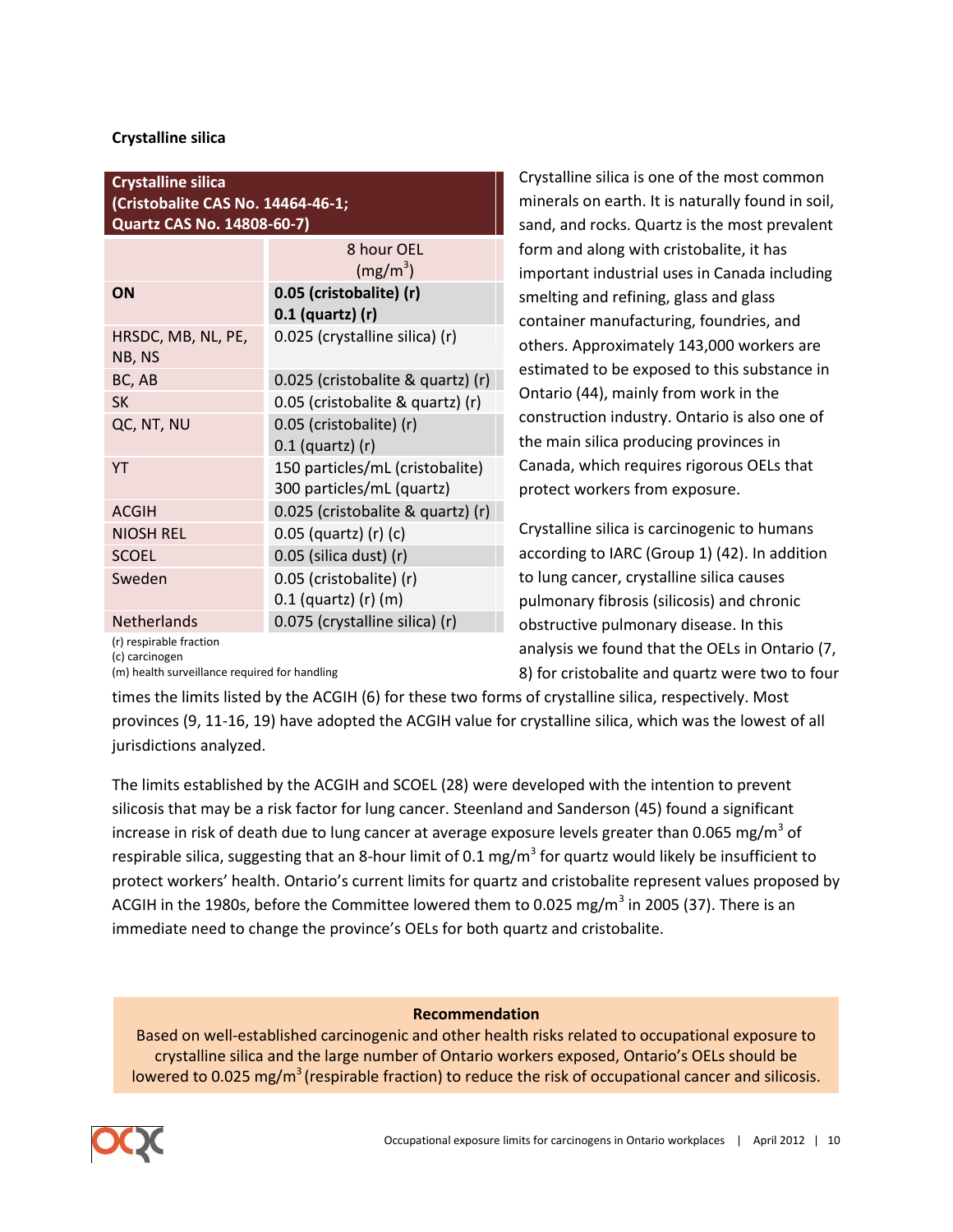### Crystalline silica

| Crystalline silica (Cristobalite CAS No. 14464-46-1; Quartz CAS No. 14808-60-7) | |
|---|---|
| | 8 hour OEL (mg/m$^3$) |
| **ON** | **0.05 (cristobalite) (r)** **0.1 (quartz) (r)** |
| HRSDC, MB, NL, PE, NB, NS | 0.025 (crystalline silica) (r) |
| BC, AB | 0.025 (cristobalite & quartz) (r) |
| SK | 0.05 (cristobalite & quartz) (r) |
| QC, NT, NU | 0.05 (cristobalite) (r) 0.1 (quartz) (r) |
| YT | 150 particles/mL (cristobalite) 300 particles/mL (quartz) |
| ACGIH | 0.025 (cristobalite & quartz) (r) |
| NIOSH REL | 0.05 (quartz) (r) (c) |
| SCOEL | 0.05 (silica dust) (r) |
| Sweden | 0.05 (cristobalite) (r) 0.1 (quartz) (r) (m) |
| Netherlands | 0.075 (crystalline silica) (r) |

(r) respirable fraction
(c) carcinogen
(m) health surveillance required for handling

Crystalline silica is one of the most common minerals on earth. It is naturally found in soil, sand, and rocks. Quartz is the most prevalent form and along with cristobalite, it has important industrial uses in Canada including smelting and refining, glass and glass container manufacturing, foundries, and others. Approximately 143,000 workers are estimated to be exposed to this substance in Ontario (44), mainly from work in the construction industry. Ontario is also one of the main silica producing provinces in Canada, which requires rigorous OELs that protect workers from exposure.

Crystalline silica is carcinogenic to humans according to IARC (Group 1) (42). In addition to lung cancer, crystalline silica causes pulmonary fibrosis (silicosis) and chronic obstructive pulmonary disease. In this analysis we found that the OELs in Ontario (7, 8) for cristobalite and quartz were two to four times the limits listed by the ACGIH (6) for these two forms of crystalline silica, respectively. Most provinces (9, 11-16, 19) have adopted the ACGIH value for crystalline silica, which was the lowest of all jurisdictions analyzed.

The limits established by the ACGIH and SCOEL (28) were developed with the intention to prevent silicosis that may be a risk factor for lung cancer. Steenland and Sanderson (45) found a significant increase in risk of death due to lung cancer at average exposure levels greater than 0.065 mg/m$^3$ of respirable silica, suggesting that an 8-hour limit of 0.1 mg/m$^3$ for quartz would likely be insufficient to protect workers' health. Ontario's current limits for quartz and cristobalite represent values proposed by ACGIH in the 1980s, before the Committee lowered them to 0.025 mg/m$^3$ in 2005 (37). There is an immediate need to change the province's OELs for both quartz and cristobalite.

**Recommendation**

Based on well-established carcinogenic and other health risks related to occupational exposure to crystalline silica and the large number of Ontario workers exposed, Ontario's OELs should be lowered to 0.025 mg/m$^3$ (respirable fraction) to reduce the risk of occupational cancer and silicosis.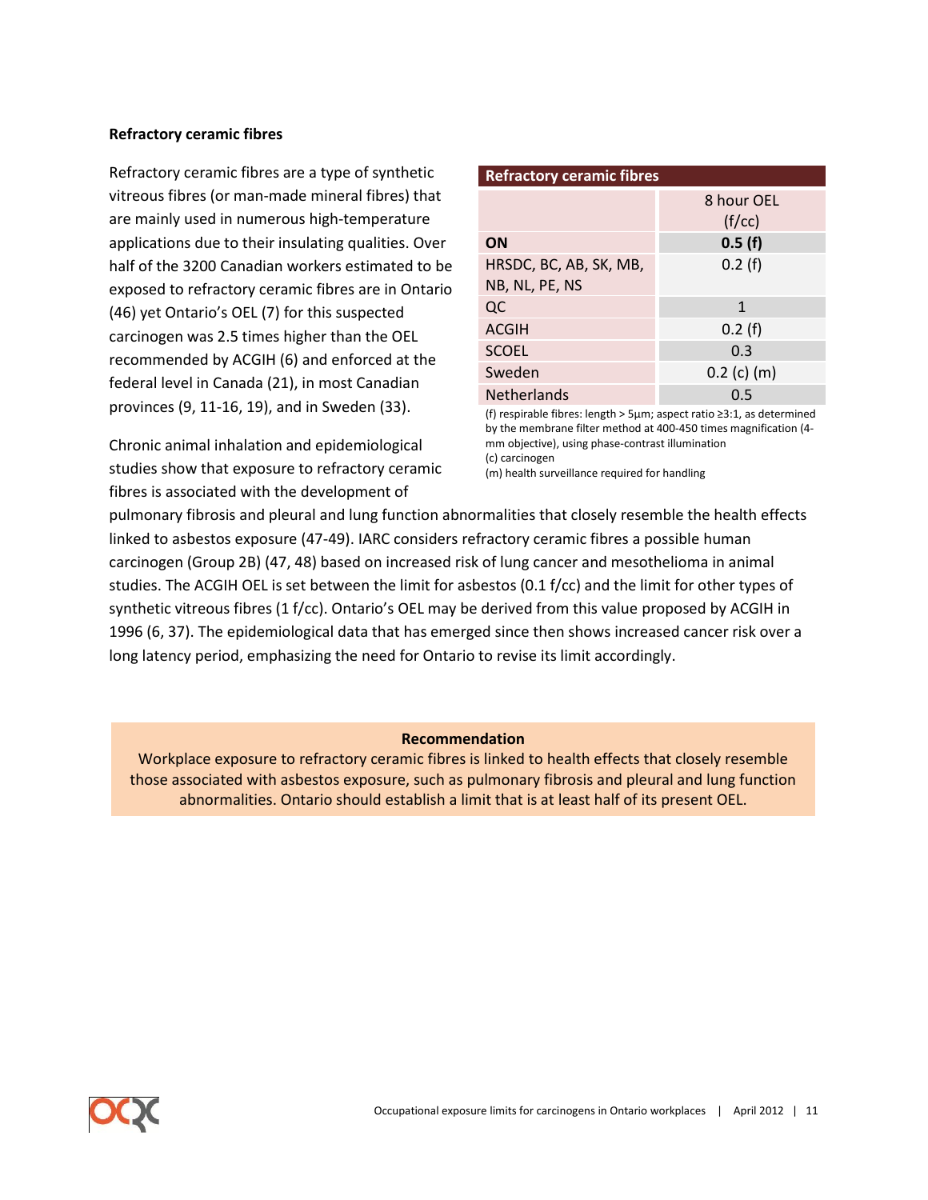### Refractory ceramic fibres

Refractory ceramic fibres are a type of synthetic vitreous fibres (or man-made mineral fibres) that are mainly used in numerous high-temperature applications due to their insulating qualities. Over half of the 3200 Canadian workers estimated to be exposed to refractory ceramic fibres are in Ontario (46) yet Ontario's OEL (7) for this suspected carcinogen was 2.5 times higher than the OEL recommended by ACGIH (6) and enforced at the federal level in Canada (21), in most Canadian provinces (9, 11-16, 19), and in Sweden (33).

| Refractory ceramic fibres | |
|---|---|
| | 8 hour OEL (f/cc) |
| **ON** | **0.5 (f)** |
| HRSDC, BC, AB, SK, MB, NB, NL, PE, NS | 0.2 (f) |
| QC | 1 |
| ACGIH | 0.2 (f) |
| SCOEL | 0.3 |
| Sweden | 0.2 (c) (m) |
| Netherlands | 0.5 |

(f) respirable fibres: length > 5µm; aspect ratio ≥3:1, as determined by the membrane filter method at 400-450 times magnification (4-mm objective), using phase-contrast illumination
(c) carcinogen
(m) health surveillance required for handling

Chronic animal inhalation and epidemiological studies show that exposure to refractory ceramic fibres is associated with the development of pulmonary fibrosis and pleural and lung function abnormalities that closely resemble the health effects linked to asbestos exposure (47-49). IARC considers refractory ceramic fibres a possible human carcinogen (Group 2B) (47, 48) based on increased risk of lung cancer and mesothelioma in animal studies. The ACGIH OEL is set between the limit for asbestos (0.1 f/cc) and the limit for other types of synthetic vitreous fibres (1 f/cc). Ontario's OEL may be derived from this value proposed by ACGIH in 1996 (6, 37). The epidemiological data that has emerged since then shows increased cancer risk over a long latency period, emphasizing the need for Ontario to revise its limit accordingly.

**Recommendation**

Workplace exposure to refractory ceramic fibres is linked to health effects that closely resemble those associated with asbestos exposure, such as pulmonary fibrosis and pleural and lung function abnormalities. Ontario should establish a limit that is at least half of its present OEL.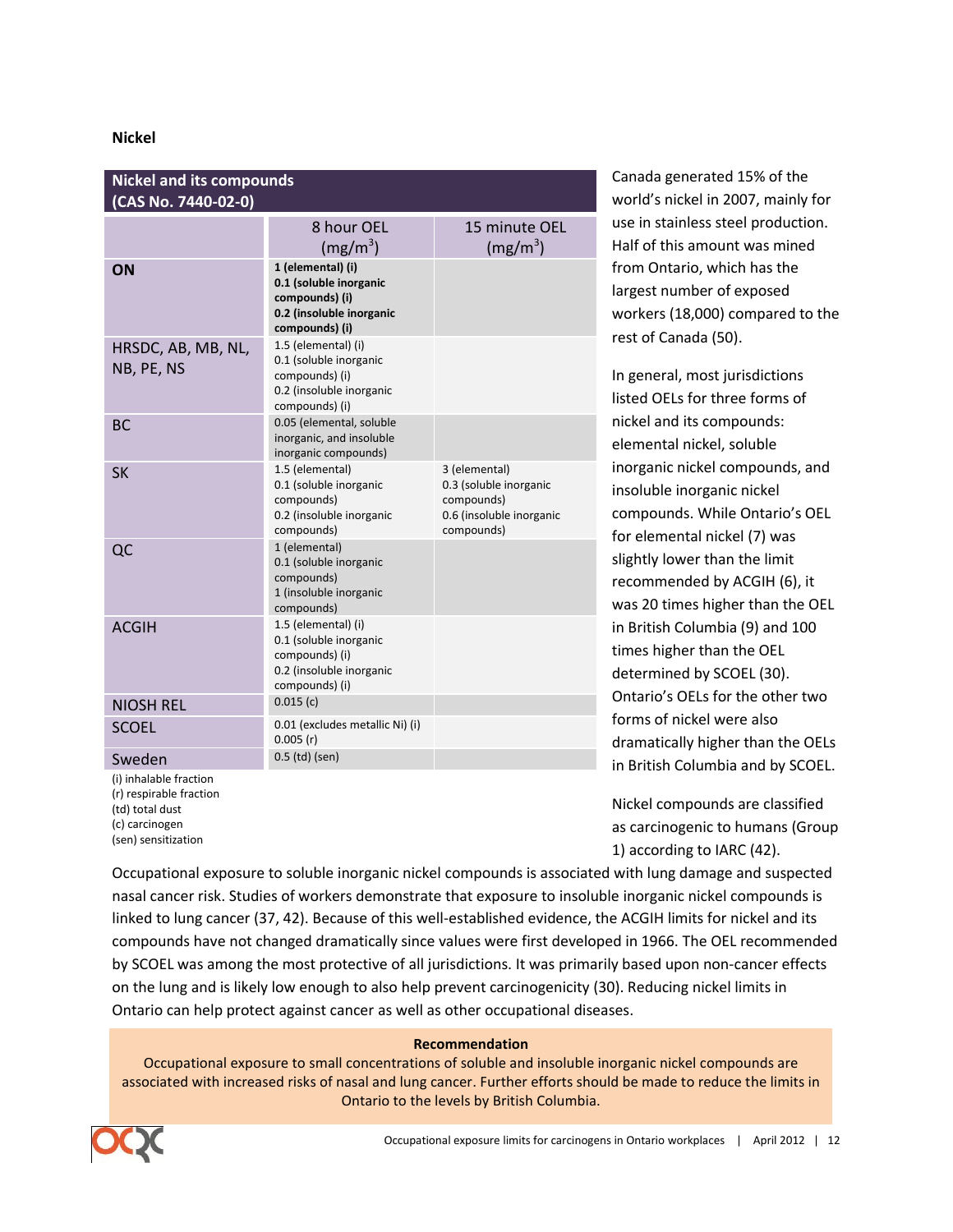## Nickel

| Nickel and its compounds (CAS No. 7440-02-0) | | |
|---|---|---|
| | 8 hour OEL (mg/m$^3$) | 15 minute OEL (mg/m$^3$) |
| **ON** | **1 (elemental) (i)**<br>**0.1 (soluble inorganic compounds) (i)**<br>**0.2 (insoluble inorganic compounds) (i)** | |
| HRSDC, AB, MB, NL, NB, PE, NS | 1.5 (elemental) (i)<br>0.1 (soluble inorganic compounds) (i)<br>0.2 (insoluble inorganic compounds) (i) | |
| BC | 0.05 (elemental, soluble inorganic, and insoluble inorganic compounds) | |
| SK | 1.5 (elemental)<br>0.1 (soluble inorganic compounds)<br>0.2 (insoluble inorganic compounds) | 3 (elemental)<br>0.3 (soluble inorganic compounds)<br>0.6 (insoluble inorganic compounds) |
| QC | 1 (elemental)<br>0.1 (soluble inorganic compounds)<br>1 (insoluble inorganic compounds) | |
| ACGIH | 1.5 (elemental) (i)<br>0.1 (soluble inorganic compounds) (i)<br>0.2 (insoluble inorganic compounds) (i) | |
| NIOSH REL | 0.015 (c) | |
| SCOEL | 0.01 (excludes metallic Ni) (i)<br>0.005 (r) | |
| Sweden | 0.5 (td) (sen) | |

(i) inhalable fraction
(r) respirable fraction
(td) total dust
(c) carcinogen
(sen) sensitization

Canada generated 15% of the world's nickel in 2007, mainly for use in stainless steel production. Half of this amount was mined from Ontario, which has the largest number of exposed workers (18,000) compared to the rest of Canada (50).

In general, most jurisdictions listed OELs for three forms of nickel and its compounds: elemental nickel, soluble inorganic nickel compounds, and insoluble inorganic nickel compounds. While Ontario's OEL for elemental nickel (7) was slightly lower than the limit recommended by ACGIH (6), it was 20 times higher than the OEL in British Columbia (9) and 100 times higher than the OEL determined by SCOEL (30). Ontario's OELs for the other two forms of nickel were also dramatically higher than the OELs in British Columbia and by SCOEL.

Nickel compounds are classified as carcinogenic to humans (Group 1) according to IARC (42).

Occupational exposure to soluble inorganic nickel compounds is associated with lung damage and suspected nasal cancer risk. Studies of workers demonstrate that exposure to insoluble inorganic nickel compounds is linked to lung cancer (37, 42). Because of this well-established evidence, the ACGIH limits for nickel and its compounds have not changed dramatically since values were first developed in 1966. The OEL recommended by SCOEL was among the most protective of all jurisdictions. It was primarily based upon non-cancer effects on the lung and is likely low enough to also help prevent carcinogenicity (30). Reducing nickel limits in Ontario can help protect against cancer as well as other occupational diseases.

**Recommendation**

Occupational exposure to small concentrations of soluble and insoluble inorganic nickel compounds are associated with increased risks of nasal and lung cancer. Further efforts should be made to reduce the limits in Ontario to the levels by British Columbia.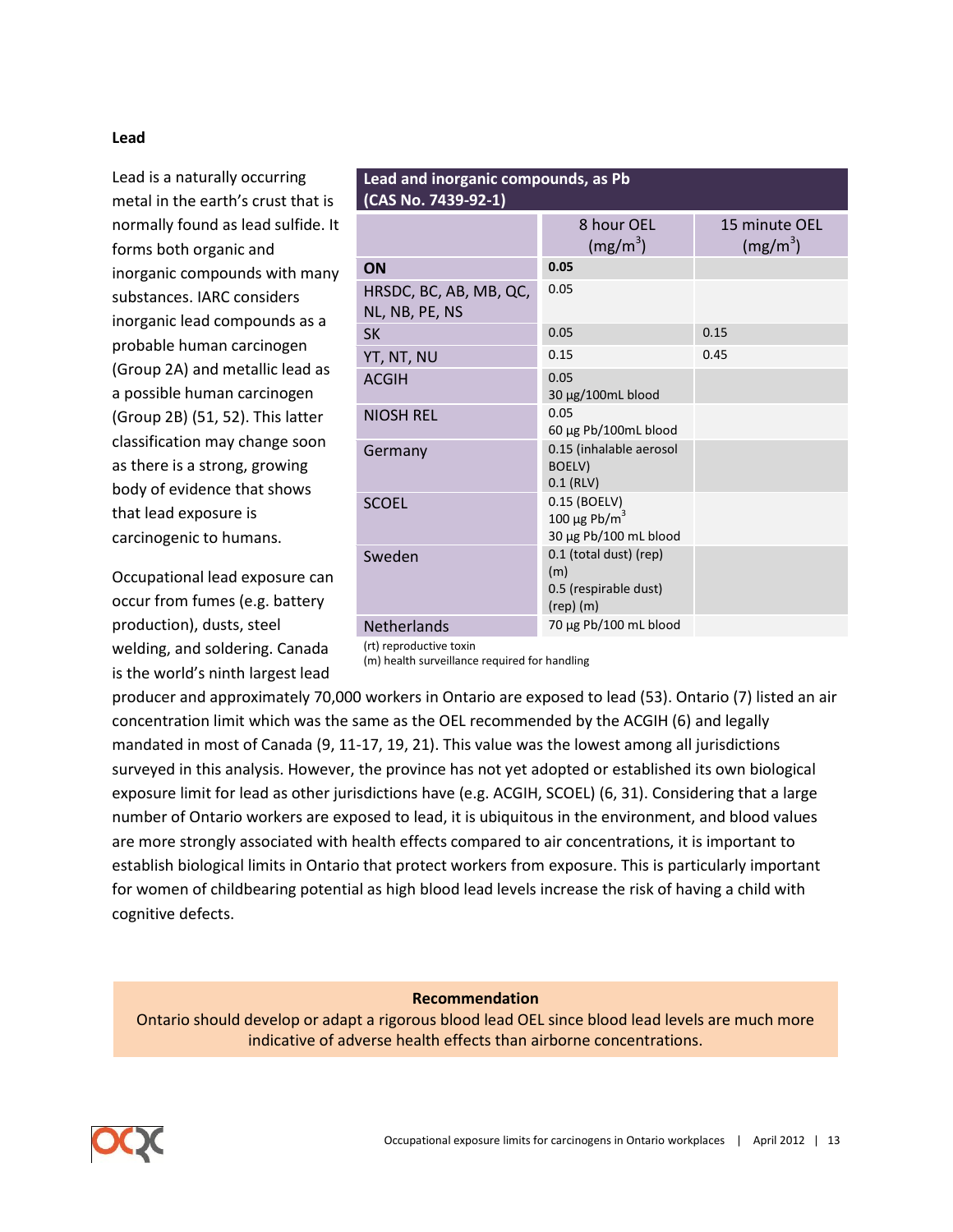### Lead

Lead is a naturally occurring metal in the earth's crust that is normally found as lead sulfide. It forms both organic and inorganic compounds with many substances. IARC considers inorganic lead compounds as a probable human carcinogen (Group 2A) and metallic lead as a possible human carcinogen (Group 2B) (51, 52). This latter classification may change soon as there is a strong, growing body of evidence that shows that lead exposure is carcinogenic to humans.

| Lead and inorganic compounds, as Pb (CAS No. 7439-92-1) | | |
|---|---|---|
| | 8 hour OEL ($mg/m^3$) | 15 minute OEL ($mg/m^3$) |
| **ON** | **0.05** | |
| HRSDC, BC, AB, MB, QC, NL, NB, PE, NS | 0.05 | |
| SK | 0.05 | 0.15 |
| YT, NT, NU | 0.15 | 0.45 |
| ACGIH | 0.05<br>30 µg/100mL blood | |
| NIOSH REL | 0.05<br>60 µg Pb/100mL blood | |
| Germany | 0.15 (inhalable aerosol BOELV)<br>0.1 (RLV) | |
| SCOEL | 0.15 (BOELV)<br>100 µg Pb/$m^3$<br>30 µg Pb/100 mL blood | |
| Sweden | 0.1 (total dust) (rep) (m)<br>0.5 (respirable dust) (rep) (m) | |
| Netherlands | 70 µg Pb/100 mL blood | |

(rt) reproductive toxin
(m) health surveillance required for handling

Occupational lead exposure can occur from fumes (e.g. battery production), dusts, steel welding, and soldering. Canada is the world's ninth largest lead producer and approximately 70,000 workers in Ontario are exposed to lead (53). Ontario (7) listed an air concentration limit which was the same as the OEL recommended by the ACGIH (6) and legally mandated in most of Canada (9, 11-17, 19, 21). This value was the lowest among all jurisdictions surveyed in this analysis. However, the province has not yet adopted or established its own biological exposure limit for lead as other jurisdictions have (e.g. ACGIH, SCOEL) (6, 31). Considering that a large number of Ontario workers are exposed to lead, it is ubiquitous in the environment, and blood values are more strongly associated with health effects compared to air concentrations, it is important to establish biological limits in Ontario that protect workers from exposure. This is particularly important for women of childbearing potential as high blood lead levels increase the risk of having a child with cognitive defects.

**Recommendation**

Ontario should develop or adapt a rigorous blood lead OEL since blood lead levels are much more indicative of adverse health effects than airborne concentrations.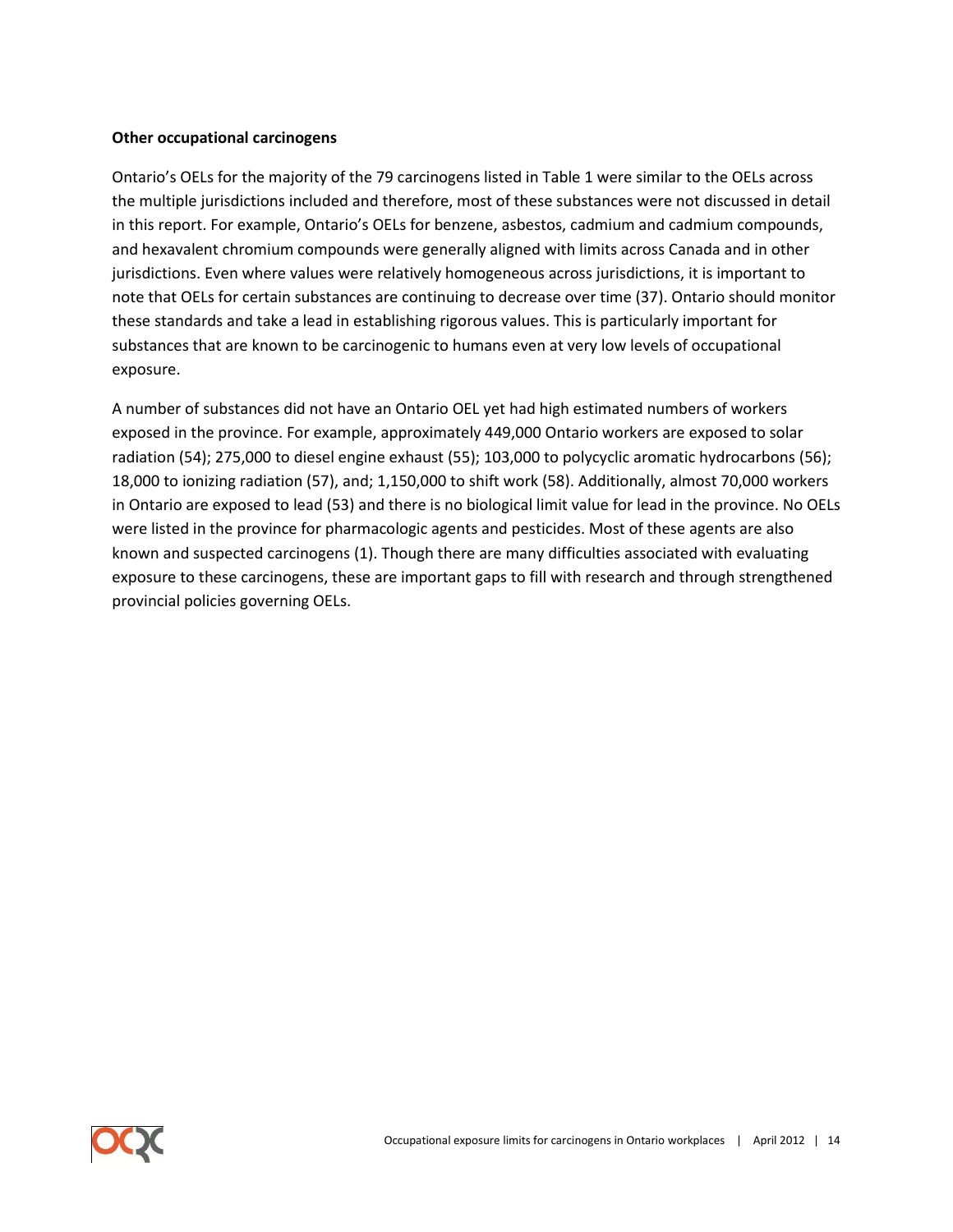**Other occupational carcinogens**

Ontario's OELs for the majority of the 79 carcinogens listed in Table 1 were similar to the OELs across the multiple jurisdictions included and therefore, most of these substances were not discussed in detail in this report. For example, Ontario's OELs for benzene, asbestos, cadmium and cadmium compounds, and hexavalent chromium compounds were generally aligned with limits across Canada and in other jurisdictions. Even where values were relatively homogeneous across jurisdictions, it is important to note that OELs for certain substances are continuing to decrease over time (37). Ontario should monitor these standards and take a lead in establishing rigorous values. This is particularly important for substances that are known to be carcinogenic to humans even at very low levels of occupational exposure.

A number of substances did not have an Ontario OEL yet had high estimated numbers of workers exposed in the province. For example, approximately 449,000 Ontario workers are exposed to solar radiation (54); 275,000 to diesel engine exhaust (55); 103,000 to polycyclic aromatic hydrocarbons (56); 18,000 to ionizing radiation (57), and; 1,150,000 to shift work (58). Additionally, almost 70,000 workers in Ontario are exposed to lead (53) and there is no biological limit value for lead in the province. No OELs were listed in the province for pharmacologic agents and pesticides. Most of these agents are also known and suspected carcinogens (1). Though there are many difficulties associated with evaluating exposure to these carcinogens, these are important gaps to fill with research and through strengthened provincial policies governing OELs.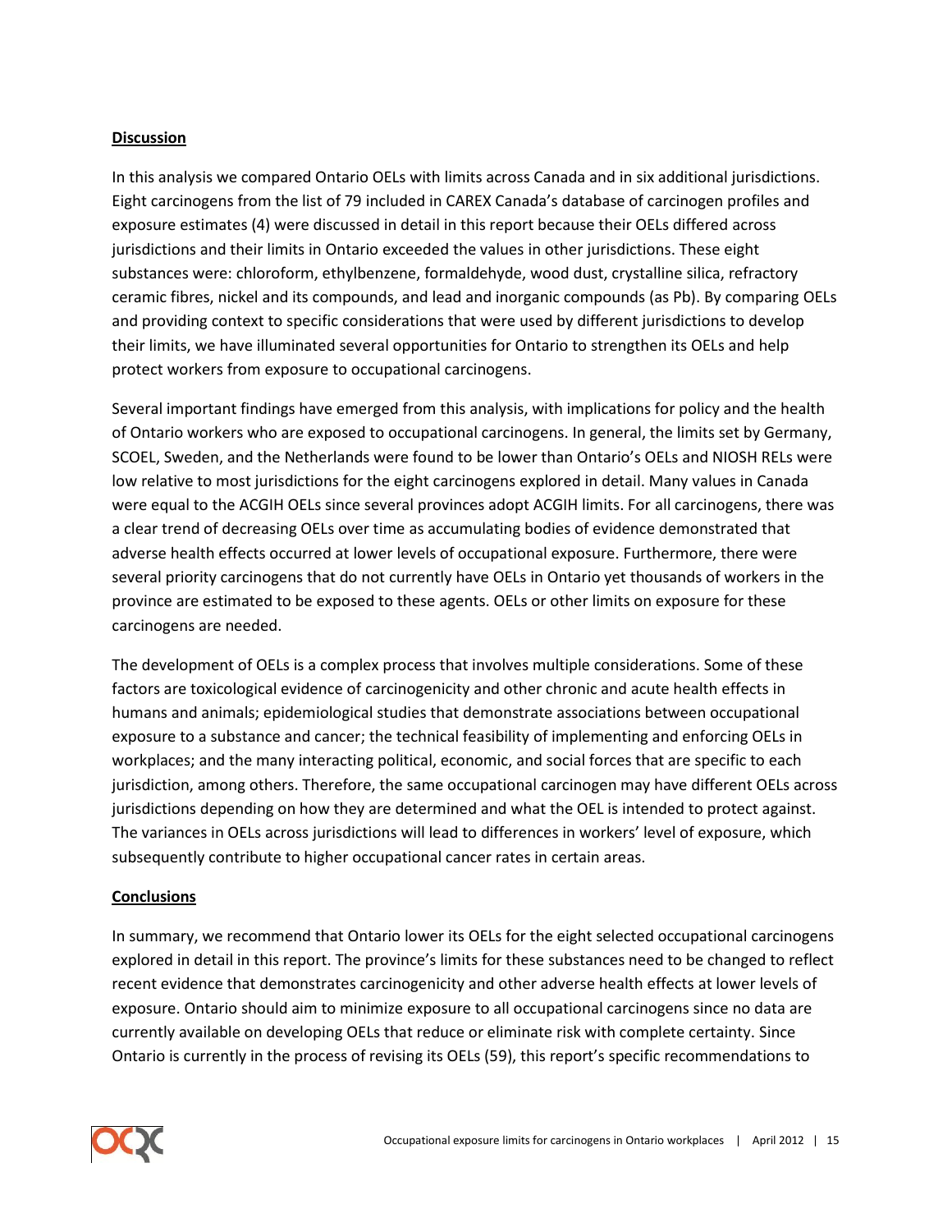## Discussion

In this analysis we compared Ontario OELs with limits across Canada and in six additional jurisdictions. Eight carcinogens from the list of 79 included in CAREX Canada's database of carcinogen profiles and exposure estimates (4) were discussed in detail in this report because their OELs differed across jurisdictions and their limits in Ontario exceeded the values in other jurisdictions. These eight substances were: chloroform, ethylbenzene, formaldehyde, wood dust, crystalline silica, refractory ceramic fibres, nickel and its compounds, and lead and inorganic compounds (as Pb). By comparing OELs and providing context to specific considerations that were used by different jurisdictions to develop their limits, we have illuminated several opportunities for Ontario to strengthen its OELs and help protect workers from exposure to occupational carcinogens.

Several important findings have emerged from this analysis, with implications for policy and the health of Ontario workers who are exposed to occupational carcinogens. In general, the limits set by Germany, SCOEL, Sweden, and the Netherlands were found to be lower than Ontario's OELs and NIOSH RELs were low relative to most jurisdictions for the eight carcinogens explored in detail. Many values in Canada were equal to the ACGIH OELs since several provinces adopt ACGIH limits. For all carcinogens, there was a clear trend of decreasing OELs over time as accumulating bodies of evidence demonstrated that adverse health effects occurred at lower levels of occupational exposure. Furthermore, there were several priority carcinogens that do not currently have OELs in Ontario yet thousands of workers in the province are estimated to be exposed to these agents. OELs or other limits on exposure for these carcinogens are needed.

The development of OELs is a complex process that involves multiple considerations. Some of these factors are toxicological evidence of carcinogenicity and other chronic and acute health effects in humans and animals; epidemiological studies that demonstrate associations between occupational exposure to a substance and cancer; the technical feasibility of implementing and enforcing OELs in workplaces; and the many interacting political, economic, and social forces that are specific to each jurisdiction, among others. Therefore, the same occupational carcinogen may have different OELs across jurisdictions depending on how they are determined and what the OEL is intended to protect against. The variances in OELs across jurisdictions will lead to differences in workers' level of exposure, which subsequently contribute to higher occupational cancer rates in certain areas.

## Conclusions

In summary, we recommend that Ontario lower its OELs for the eight selected occupational carcinogens explored in detail in this report. The province's limits for these substances need to be changed to reflect recent evidence that demonstrates carcinogenicity and other adverse health effects at lower levels of exposure. Ontario should aim to minimize exposure to all occupational carcinogens since no data are currently available on developing OELs that reduce or eliminate risk with complete certainty. Since Ontario is currently in the process of revising its OELs (59), this report's specific recommendations to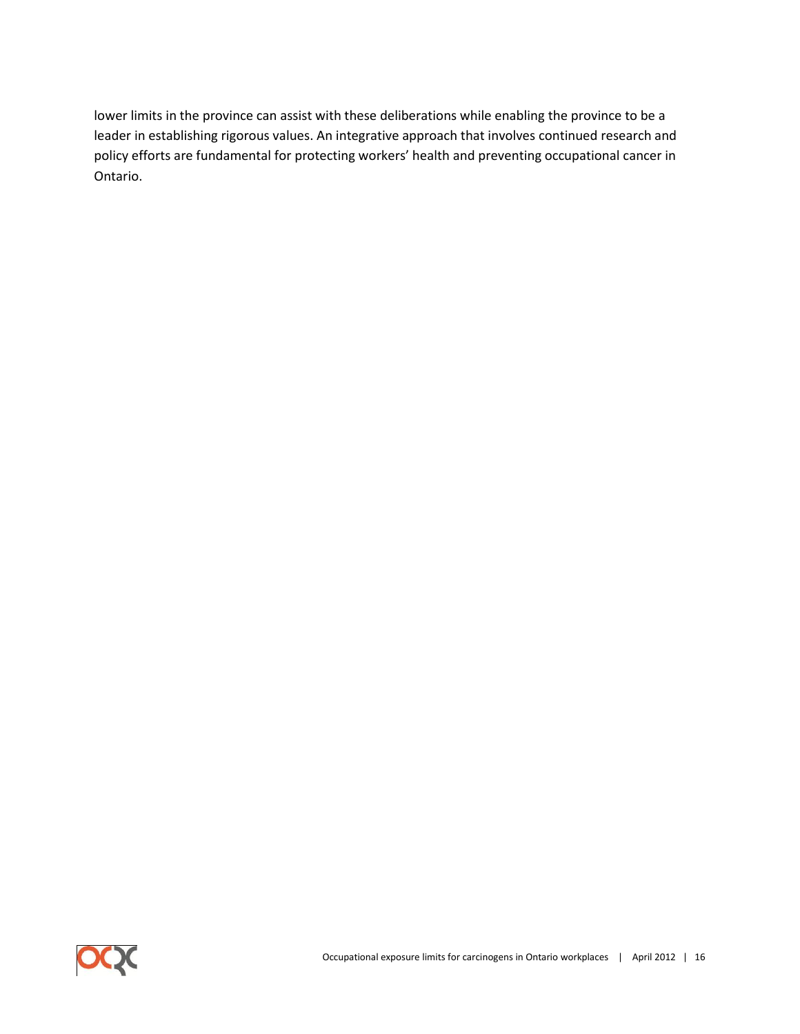lower limits in the province can assist with these deliberations while enabling the province to be a leader in establishing rigorous values. An integrative approach that involves continued research and policy efforts are fundamental for protecting workers' health and preventing occupational cancer in Ontario.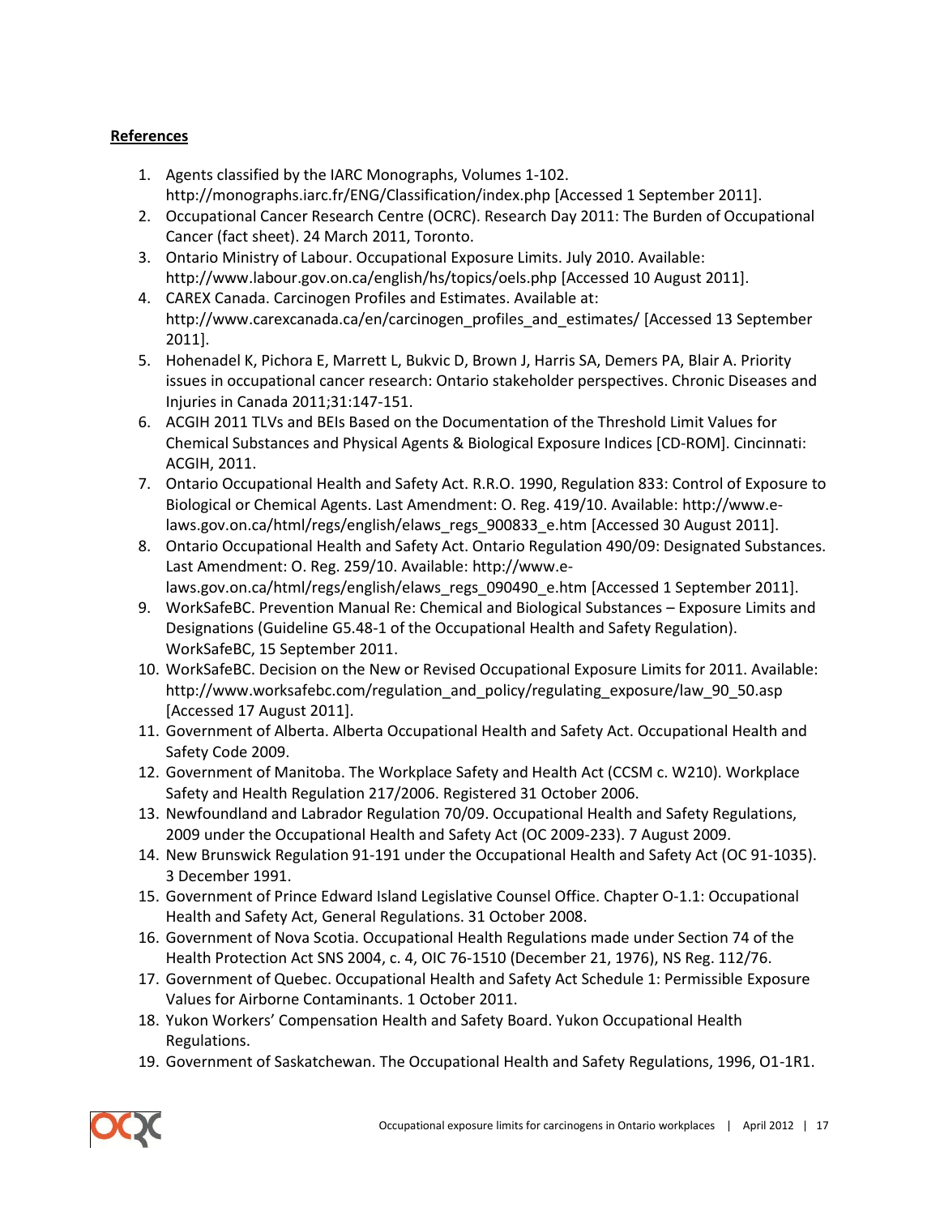## References

1. Agents classified by the IARC Monographs, Volumes 1-102. http://monographs.iarc.fr/ENG/Classification/index.php [Accessed 1 September 2011].
2. Occupational Cancer Research Centre (OCRC). Research Day 2011: The Burden of Occupational Cancer (fact sheet). 24 March 2011, Toronto.
3. Ontario Ministry of Labour. Occupational Exposure Limits. July 2010. Available: http://www.labour.gov.on.ca/english/hs/topics/oels.php [Accessed 10 August 2011].
4. CAREX Canada. Carcinogen Profiles and Estimates. Available at: http://www.carexcanada.ca/en/carcinogen_profiles_and_estimates/ [Accessed 13 September 2011].
5. Hohenadel K, Pichora E, Marrett L, Bukvic D, Brown J, Harris SA, Demers PA, Blair A. Priority issues in occupational cancer research: Ontario stakeholder perspectives. Chronic Diseases and Injuries in Canada 2011;31:147-151.
6. ACGIH 2011 TLVs and BEIs Based on the Documentation of the Threshold Limit Values for Chemical Substances and Physical Agents & Biological Exposure Indices [CD-ROM]. Cincinnati: ACGIH, 2011.
7. Ontario Occupational Health and Safety Act. R.R.O. 1990, Regulation 833: Control of Exposure to Biological or Chemical Agents. Last Amendment: O. Reg. 419/10. Available: http://www.e-laws.gov.on.ca/html/regs/english/elaws_regs_900833_e.htm [Accessed 30 August 2011].
8. Ontario Occupational Health and Safety Act. Ontario Regulation 490/09: Designated Substances. Last Amendment: O. Reg. 259/10. Available: http://www.e-laws.gov.on.ca/html/regs/english/elaws_regs_090490_e.htm [Accessed 1 September 2011].
9. WorkSafeBC. Prevention Manual Re: Chemical and Biological Substances – Exposure Limits and Designations (Guideline G5.48-1 of the Occupational Health and Safety Regulation). WorkSafeBC, 15 September 2011.
10. WorkSafeBC. Decision on the New or Revised Occupational Exposure Limits for 2011. Available: http://www.worksafebc.com/regulation_and_policy/regulating_exposure/law_90_50.asp [Accessed 17 August 2011].
11. Government of Alberta. Alberta Occupational Health and Safety Act. Occupational Health and Safety Code 2009.
12. Government of Manitoba. The Workplace Safety and Health Act (CCSM c. W210). Workplace Safety and Health Regulation 217/2006. Registered 31 October 2006.
13. Newfoundland and Labrador Regulation 70/09. Occupational Health and Safety Regulations, 2009 under the Occupational Health and Safety Act (OC 2009-233). 7 August 2009.
14. New Brunswick Regulation 91-191 under the Occupational Health and Safety Act (OC 91-1035). 3 December 1991.
15. Government of Prince Edward Island Legislative Counsel Office. Chapter O-1.1: Occupational Health and Safety Act, General Regulations. 31 October 2008.
16. Government of Nova Scotia. Occupational Health Regulations made under Section 74 of the Health Protection Act SNS 2004, c. 4, OIC 76-1510 (December 21, 1976), NS Reg. 112/76.
17. Government of Quebec. Occupational Health and Safety Act Schedule 1: Permissible Exposure Values for Airborne Contaminants. 1 October 2011.
18. Yukon Workers' Compensation Health and Safety Board. Yukon Occupational Health Regulations.
19. Government of Saskatchewan. The Occupational Health and Safety Regulations, 1996, O1-1R1.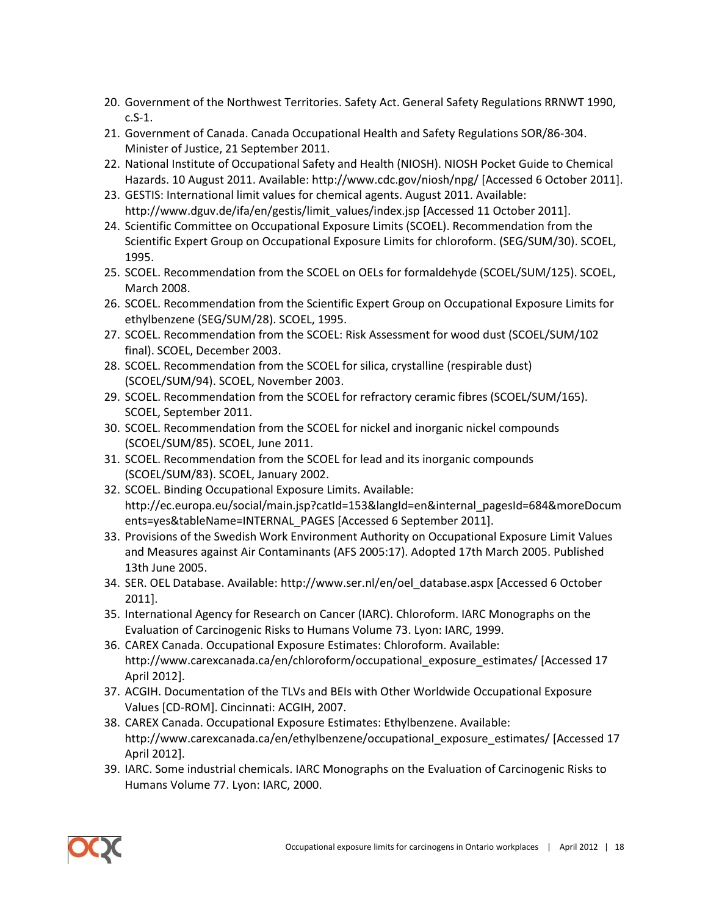20. Government of the Northwest Territories. Safety Act. General Safety Regulations RRNWT 1990, c.S-1.
21. Government of Canada. Canada Occupational Health and Safety Regulations SOR/86-304. Minister of Justice, 21 September 2011.
22. National Institute of Occupational Safety and Health (NIOSH). NIOSH Pocket Guide to Chemical Hazards. 10 August 2011. Available: http://www.cdc.gov/niosh/npg/ [Accessed 6 October 2011].
23. GESTIS: International limit values for chemical agents. August 2011. Available: http://www.dguv.de/ifa/en/gestis/limit_values/index.jsp [Accessed 11 October 2011].
24. Scientific Committee on Occupational Exposure Limits (SCOEL). Recommendation from the Scientific Expert Group on Occupational Exposure Limits for chloroform. (SEG/SUM/30). SCOEL, 1995.
25. SCOEL. Recommendation from the SCOEL on OELs for formaldehyde (SCOEL/SUM/125). SCOEL, March 2008.
26. SCOEL. Recommendation from the Scientific Expert Group on Occupational Exposure Limits for ethylbenzene (SEG/SUM/28). SCOEL, 1995.
27. SCOEL. Recommendation from the SCOEL: Risk Assessment for wood dust (SCOEL/SUM/102 final). SCOEL, December 2003.
28. SCOEL. Recommendation from the SCOEL for silica, crystalline (respirable dust) (SCOEL/SUM/94). SCOEL, November 2003.
29. SCOEL. Recommendation from the SCOEL for refractory ceramic fibres (SCOEL/SUM/165). SCOEL, September 2011.
30. SCOEL. Recommendation from the SCOEL for nickel and inorganic nickel compounds (SCOEL/SUM/85). SCOEL, June 2011.
31. SCOEL. Recommendation from the SCOEL for lead and its inorganic compounds (SCOEL/SUM/83). SCOEL, January 2002.
32. SCOEL. Binding Occupational Exposure Limits. Available: http://ec.europa.eu/social/main.jsp?catId=153&langId=en&internal_pagesId=684&moreDocuments=yes&tableName=INTERNAL_PAGES [Accessed 6 September 2011].
33. Provisions of the Swedish Work Environment Authority on Occupational Exposure Limit Values and Measures against Air Contaminants (AFS 2005:17). Adopted 17th March 2005. Published 13th June 2005.
34. SER. OEL Database. Available: http://www.ser.nl/en/oel_database.aspx [Accessed 6 October 2011].
35. International Agency for Research on Cancer (IARC). Chloroform. IARC Monographs on the Evaluation of Carcinogenic Risks to Humans Volume 73. Lyon: IARC, 1999.
36. CAREX Canada. Occupational Exposure Estimates: Chloroform. Available: http://www.carexcanada.ca/en/chloroform/occupational_exposure_estimates/ [Accessed 17 April 2012].
37. ACGIH. Documentation of the TLVs and BEIs with Other Worldwide Occupational Exposure Values [CD-ROM]. Cincinnati: ACGIH, 2007.
38. CAREX Canada. Occupational Exposure Estimates: Ethylbenzene. Available: http://www.carexcanada.ca/en/ethylbenzene/occupational_exposure_estimates/ [Accessed 17 April 2012].
39. IARC. Some industrial chemicals. IARC Monographs on the Evaluation of Carcinogenic Risks to Humans Volume 77. Lyon: IARC, 2000.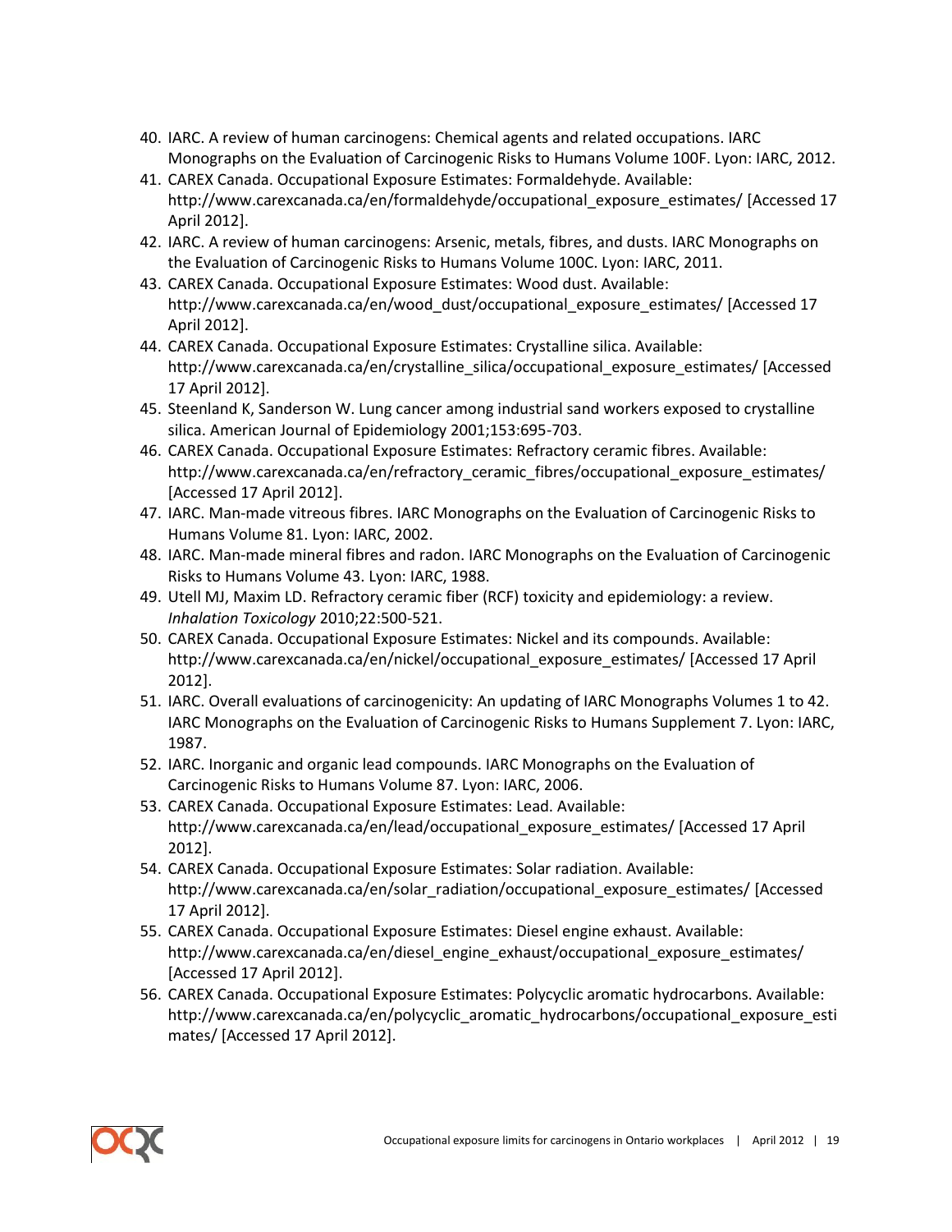40. IARC. A review of human carcinogens: Chemical agents and related occupations. IARC Monographs on the Evaluation of Carcinogenic Risks to Humans Volume 100F. Lyon: IARC, 2012.
41. CAREX Canada. Occupational Exposure Estimates: Formaldehyde. Available: http://www.carexcanada.ca/en/formaldehyde/occupational_exposure_estimates/ [Accessed 17 April 2012].
42. IARC. A review of human carcinogens: Arsenic, metals, fibres, and dusts. IARC Monographs on the Evaluation of Carcinogenic Risks to Humans Volume 100C. Lyon: IARC, 2011.
43. CAREX Canada. Occupational Exposure Estimates: Wood dust. Available: http://www.carexcanada.ca/en/wood_dust/occupational_exposure_estimates/ [Accessed 17 April 2012].
44. CAREX Canada. Occupational Exposure Estimates: Crystalline silica. Available: http://www.carexcanada.ca/en/crystalline_silica/occupational_exposure_estimates/ [Accessed 17 April 2012].
45. Steenland K, Sanderson W. Lung cancer among industrial sand workers exposed to crystalline silica. American Journal of Epidemiology 2001;153:695-703.
46. CAREX Canada. Occupational Exposure Estimates: Refractory ceramic fibres. Available: http://www.carexcanada.ca/en/refractory_ceramic_fibres/occupational_exposure_estimates/ [Accessed 17 April 2012].
47. IARC. Man-made vitreous fibres. IARC Monographs on the Evaluation of Carcinogenic Risks to Humans Volume 81. Lyon: IARC, 2002.
48. IARC. Man-made mineral fibres and radon. IARC Monographs on the Evaluation of Carcinogenic Risks to Humans Volume 43. Lyon: IARC, 1988.
49. Utell MJ, Maxim LD. Refractory ceramic fiber (RCF) toxicity and epidemiology: a review. *Inhalation Toxicology* 2010;22:500-521.
50. CAREX Canada. Occupational Exposure Estimates: Nickel and its compounds. Available: http://www.carexcanada.ca/en/nickel/occupational_exposure_estimates/ [Accessed 17 April 2012].
51. IARC. Overall evaluations of carcinogenicity: An updating of IARC Monographs Volumes 1 to 42. IARC Monographs on the Evaluation of Carcinogenic Risks to Humans Supplement 7. Lyon: IARC, 1987.
52. IARC. Inorganic and organic lead compounds. IARC Monographs on the Evaluation of Carcinogenic Risks to Humans Volume 87. Lyon: IARC, 2006.
53. CAREX Canada. Occupational Exposure Estimates: Lead. Available: http://www.carexcanada.ca/en/lead/occupational_exposure_estimates/ [Accessed 17 April 2012].
54. CAREX Canada. Occupational Exposure Estimates: Solar radiation. Available: http://www.carexcanada.ca/en/solar_radiation/occupational_exposure_estimates/ [Accessed 17 April 2012].
55. CAREX Canada. Occupational Exposure Estimates: Diesel engine exhaust. Available: http://www.carexcanada.ca/en/diesel_engine_exhaust/occupational_exposure_estimates/ [Accessed 17 April 2012].
56. CAREX Canada. Occupational Exposure Estimates: Polycyclic aromatic hydrocarbons. Available: http://www.carexcanada.ca/en/polycyclic_aromatic_hydrocarbons/occupational_exposure_estimates/ [Accessed 17 April 2012].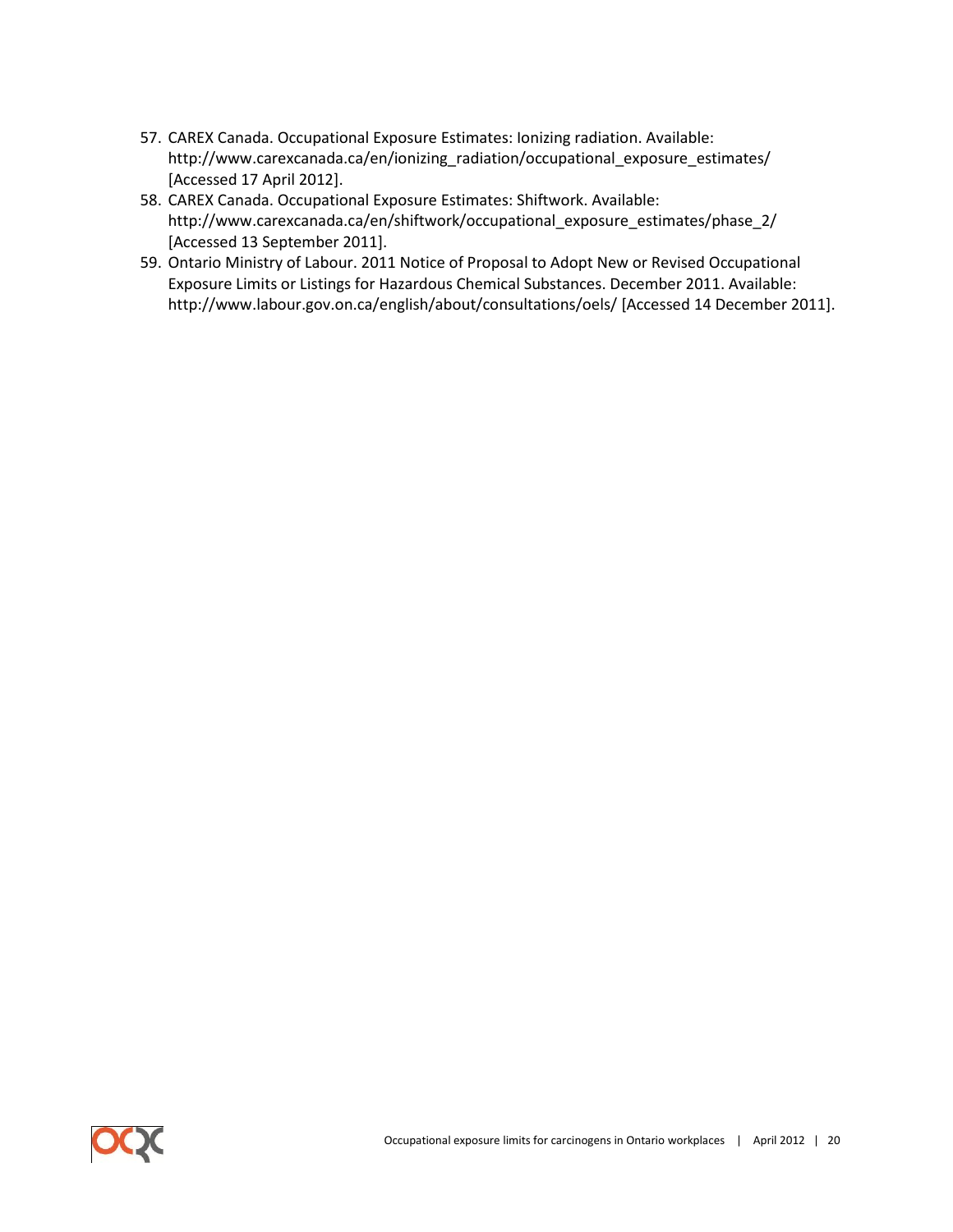57. CAREX Canada. Occupational Exposure Estimates: Ionizing radiation. Available: http://www.carexcanada.ca/en/ionizing_radiation/occupational_exposure_estimates/ [Accessed 17 April 2012].
58. CAREX Canada. Occupational Exposure Estimates: Shiftwork. Available: http://www.carexcanada.ca/en/shiftwork/occupational_exposure_estimates/phase_2/ [Accessed 13 September 2011].
59. Ontario Ministry of Labour. 2011 Notice of Proposal to Adopt New or Revised Occupational Exposure Limits or Listings for Hazardous Chemical Substances. December 2011. Available: http://www.labour.gov.on.ca/english/about/consultations/oels/ [Accessed 14 December 2011].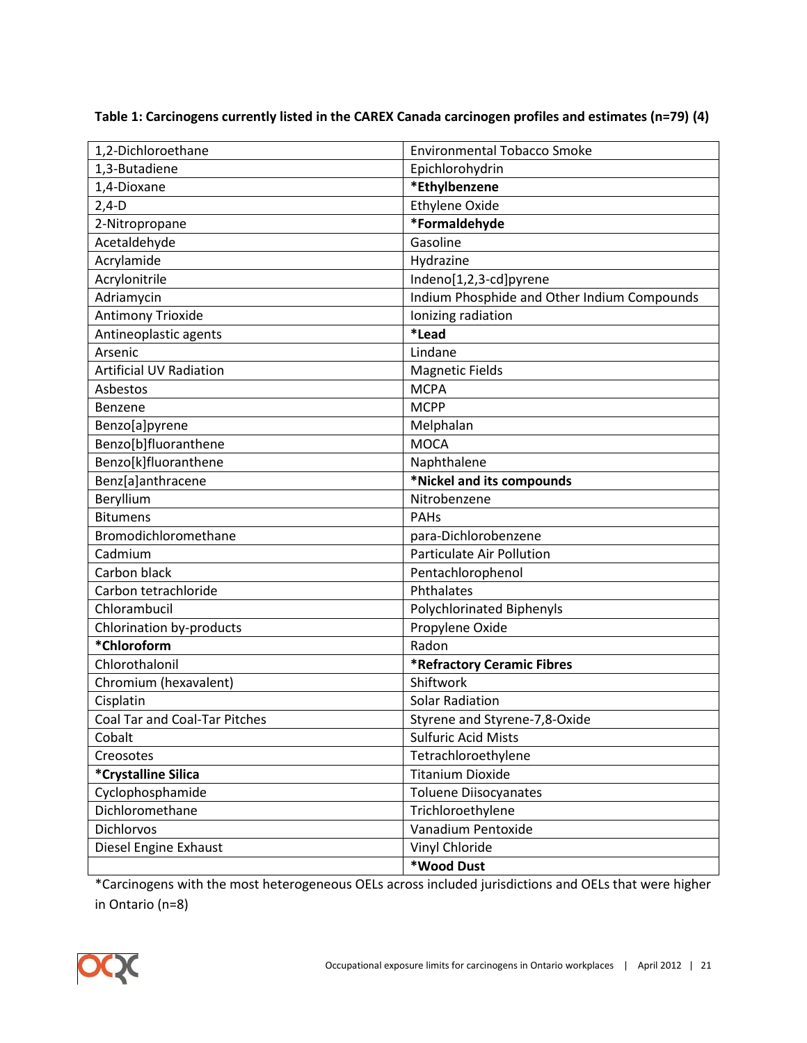**Table 1: Carcinogens currently listed in the CAREX Canada carcinogen profiles and estimates (n=79) (4)**

| | |
|---|---|
| 1,2-Dichloroethane | Environmental Tobacco Smoke |
| 1,3-Butadiene | Epichlorohydrin |
| 1,4-Dioxane | ***Ethylbenzene** |
| 2,4-D | Ethylene Oxide |
| 2-Nitropropane | ***Formaldehyde** |
| Acetaldehyde | Gasoline |
| Acrylamide | Hydrazine |
| Acrylonitrile | Indeno[1,2,3-cd]pyrene |
| Adriamycin | Indium Phosphide and Other Indium Compounds |
| Antimony Trioxide | Ionizing radiation |
| Antineoplastic agents | ***Lead** |
| Arsenic | Lindane |
| Artificial UV Radiation | Magnetic Fields |
| Asbestos | MCPA |
| Benzene | MCPP |
| Benzo[a]pyrene | Melphalan |
| Benzo[b]fluoranthene | MOCA |
| Benzo[k]fluoranthene | Naphthalene |
| Benz[a]anthracene | ***Nickel and its compounds** |
| Beryllium | Nitrobenzene |
| Bitumens | PAHs |
| Bromodichloromethane | para-Dichlorobenzene |
| Cadmium | Particulate Air Pollution |
| Carbon black | Pentachlorophenol |
| Carbon tetrachloride | Phthalates |
| Chlorambucil | Polychlorinated Biphenyls |
| Chlorination by-products | Propylene Oxide |
| ***Chloroform** | Radon |
| Chlorothalonil | ***Refractory Ceramic Fibres** |
| Chromium (hexavalent) | Shiftwork |
| Cisplatin | Solar Radiation |
| Coal Tar and Coal-Tar Pitches | Styrene and Styrene-7,8-Oxide |
| Cobalt | Sulfuric Acid Mists |
| Creosotes | Tetrachloroethylene |
| ***Crystalline Silica** | Titanium Dioxide |
| Cyclophosphamide | Toluene Diisocyanates |
| Dichloromethane | Trichloroethylene |
| Dichlorvos | Vanadium Pentoxide |
| Diesel Engine Exhaust | Vinyl Chloride |
| | ***Wood Dust** |

*Carcinogens with the most heterogeneous OELs across included jurisdictions and OELs that were higher in Ontario (n=8)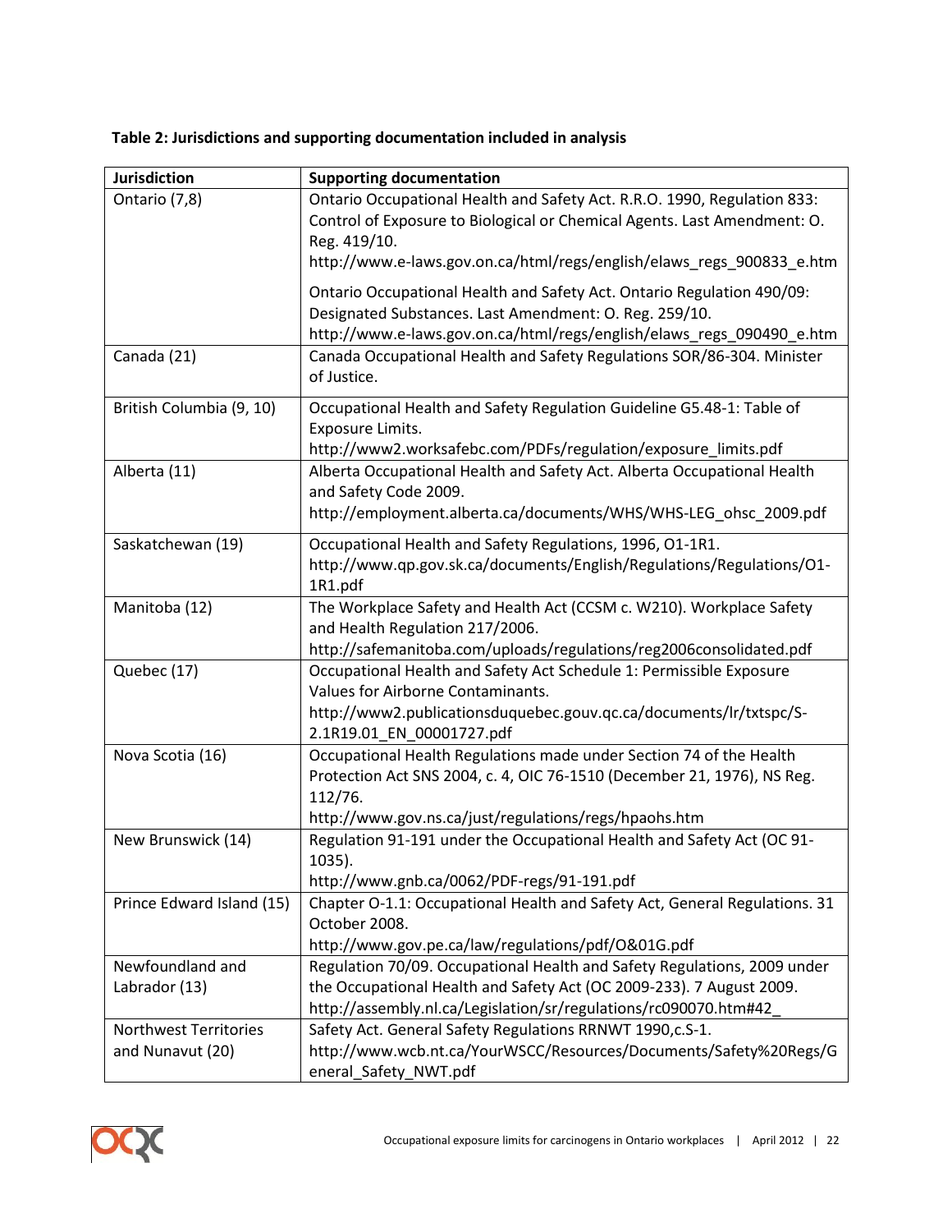**Table 2: Jurisdictions and supporting documentation included in analysis**

| Jurisdiction | Supporting documentation |
|---|---|
| Ontario (7,8) | Ontario Occupational Health and Safety Act. R.R.O. 1990, Regulation 833: Control of Exposure to Biological or Chemical Agents. Last Amendment: O. Reg. 419/10. http://www.e-laws.gov.on.ca/html/regs/english/elaws_regs_900833_e.htm<br><br>Ontario Occupational Health and Safety Act. Ontario Regulation 490/09: Designated Substances. Last Amendment: O. Reg. 259/10. http://www.e-laws.gov.on.ca/html/regs/english/elaws_regs_090490_e.htm |
| Canada (21) | Canada Occupational Health and Safety Regulations SOR/86-304. Minister of Justice. |
| British Columbia (9, 10) | Occupational Health and Safety Regulation Guideline G5.48-1: Table of Exposure Limits. http://www2.worksafebc.com/PDFs/regulation/exposure_limits.pdf |
| Alberta (11) | Alberta Occupational Health and Safety Act. Alberta Occupational Health and Safety Code 2009. http://employment.alberta.ca/documents/WHS/WHS-LEG_ohsc_2009.pdf |
| Saskatchewan (19) | Occupational Health and Safety Regulations, 1996, O1-1R1. http://www.qp.gov.sk.ca/documents/English/Regulations/Regulations/O1-1R1.pdf |
| Manitoba (12) | The Workplace Safety and Health Act (CCSM c. W210). Workplace Safety and Health Regulation 217/2006. http://safemanitoba.com/uploads/regulations/reg2006consolidated.pdf |
| Quebec (17) | Occupational Health and Safety Act Schedule 1: Permissible Exposure Values for Airborne Contaminants. http://www2.publicationsduquebec.gouv.qc.ca/documents/lr/txtspc/S-2.1R19.01_EN_00001727.pdf |
| Nova Scotia (16) | Occupational Health Regulations made under Section 74 of the Health Protection Act SNS 2004, c. 4, OIC 76-1510 (December 21, 1976), NS Reg. 112/76. http://www.gov.ns.ca/just/regulations/regs/hpaohs.htm |
| New Brunswick (14) | Regulation 91-191 under the Occupational Health and Safety Act (OC 91-1035). http://www.gnb.ca/0062/PDF-regs/91-191.pdf |
| Prince Edward Island (15) | Chapter O-1.1: Occupational Health and Safety Act, General Regulations. 31 October 2008. http://www.gov.pe.ca/law/regulations/pdf/O&01G.pdf |
| Newfoundland and Labrador (13) | Regulation 70/09. Occupational Health and Safety Regulations, 2009 under the Occupational Health and Safety Act (OC 2009-233). 7 August 2009. http://assembly.nl.ca/Legislation/sr/regulations/rc090070.htm#42_ |
| Northwest Territories and Nunavut (20) | Safety Act. General Safety Regulations RRNWT 1990,c.S-1. http://www.wcb.nt.ca/YourWSCC/Resources/Documents/Safety%20Regs/General_Safety_NWT.pdf |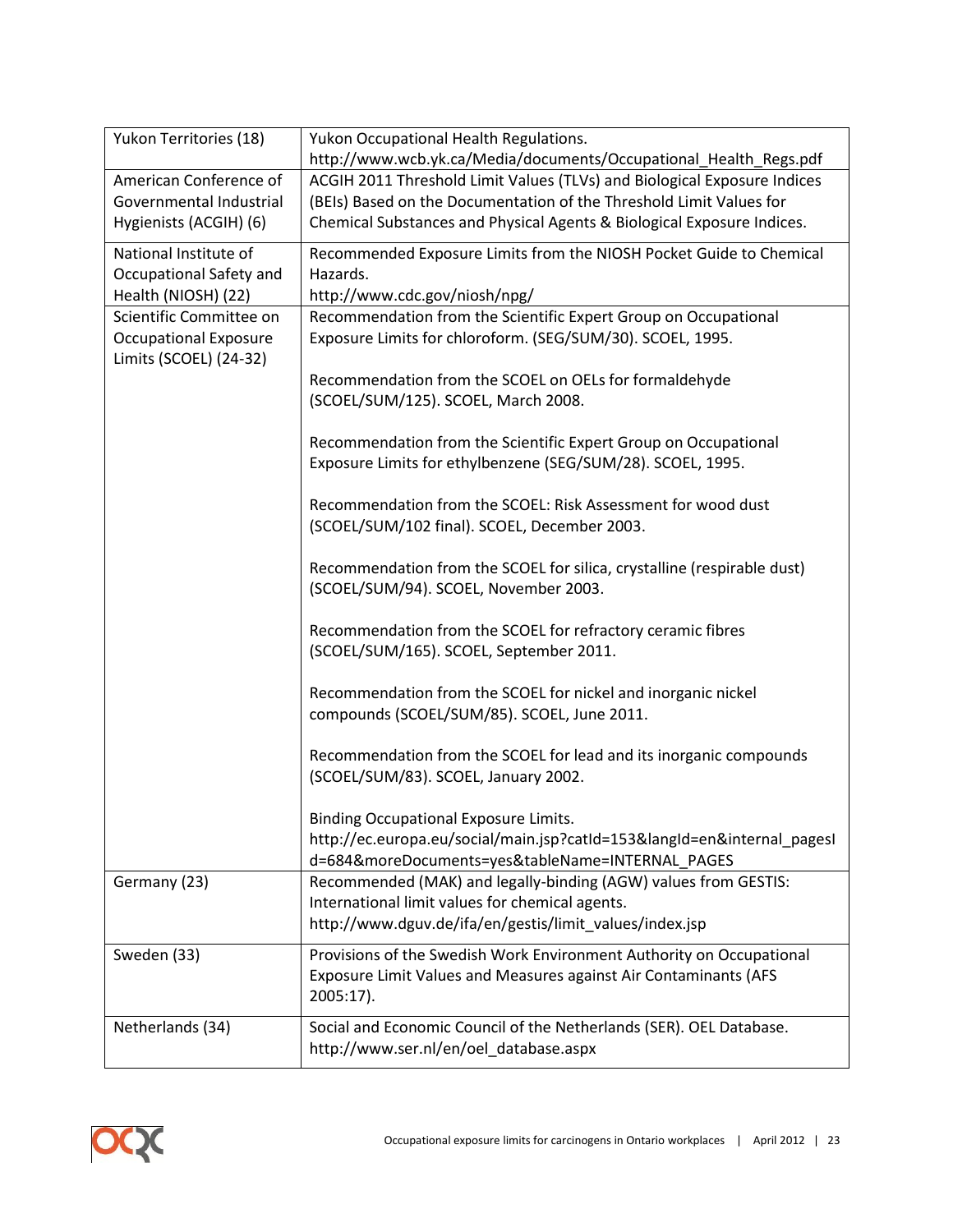| | |
|---|---|
| Yukon Territories (18) | Yukon Occupational Health Regulations. http://www.wcb.yk.ca/Media/documents/Occupational_Health_Regs.pdf |
| American Conference of Governmental Industrial Hygienists (ACGIH) (6) | ACGIH 2011 Threshold Limit Values (TLVs) and Biological Exposure Indices (BEIs) Based on the Documentation of the Threshold Limit Values for Chemical Substances and Physical Agents & Biological Exposure Indices. |
| National Institute of Occupational Safety and Health (NIOSH) (22) | Recommended Exposure Limits from the NIOSH Pocket Guide to Chemical Hazards. http://www.cdc.gov/niosh/npg/ |
| Scientific Committee on Occupational Exposure Limits (SCOEL) (24-32) | Recommendation from the Scientific Expert Group on Occupational Exposure Limits for chloroform. (SEG/SUM/30). SCOEL, 1995.<br><br>Recommendation from the SCOEL on OELs for formaldehyde (SCOEL/SUM/125). SCOEL, March 2008.<br><br>Recommendation from the Scientific Expert Group on Occupational Exposure Limits for ethylbenzene (SEG/SUM/28). SCOEL, 1995.<br><br>Recommendation from the SCOEL: Risk Assessment for wood dust (SCOEL/SUM/102 final). SCOEL, December 2003.<br><br>Recommendation from the SCOEL for silica, crystalline (respirable dust) (SCOEL/SUM/94). SCOEL, November 2003.<br><br>Recommendation from the SCOEL for refractory ceramic fibres (SCOEL/SUM/165). SCOEL, September 2011.<br><br>Recommendation from the SCOEL for nickel and inorganic nickel compounds (SCOEL/SUM/85). SCOEL, June 2011.<br><br>Recommendation from the SCOEL for lead and its inorganic compounds (SCOEL/SUM/83). SCOEL, January 2002.<br><br>Binding Occupational Exposure Limits. http://ec.europa.eu/social/main.jsp?catId=153&langId=en&internal_pagesId=684&moreDocuments=yes&tableName=INTERNAL_PAGES |
| Germany (23) | Recommended (MAK) and legally-binding (AGW) values from GESTIS: International limit values for chemical agents. http://www.dguv.de/ifa/en/gestis/limit_values/index.jsp |
| Sweden (33) | Provisions of the Swedish Work Environment Authority on Occupational Exposure Limit Values and Measures against Air Contaminants (AFS 2005:17). |
| Netherlands (34) | Social and Economic Council of the Netherlands (SER). OEL Database. http://www.ser.nl/en/oel_database.aspx |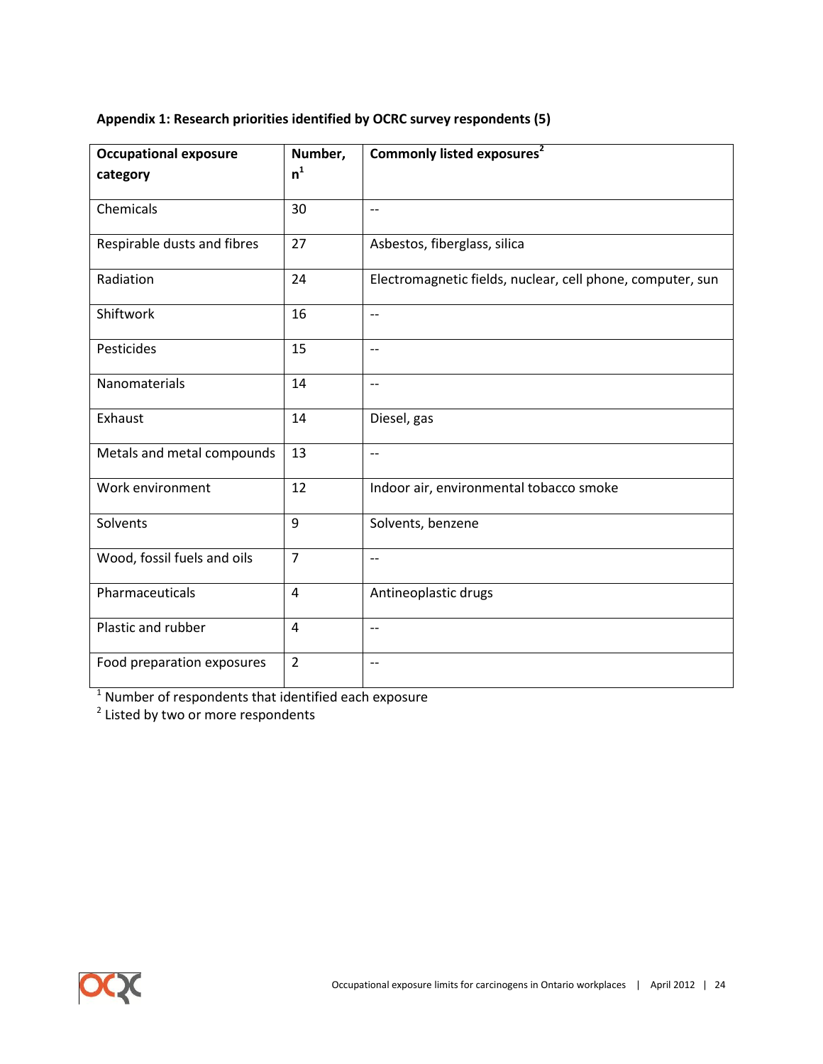**Appendix 1: Research priorities identified by OCRC survey respondents (5)**

| Occupational exposure category | Number, n[1] | Commonly listed exposures[2] |
|---|---|---|
| Chemicals | 30 | -- |
| Respirable dusts and fibres | 27 | Asbestos, fiberglass, silica |
| Radiation | 24 | Electromagnetic fields, nuclear, cell phone, computer, sun |
| Shiftwork | 16 | -- |
| Pesticides | 15 | -- |
| Nanomaterials | 14 | -- |
| Exhaust | 14 | Diesel, gas |
| Metals and metal compounds | 13 | -- |
| Work environment | 12 | Indoor air, environmental tobacco smoke |
| Solvents | 9 | Solvents, benzene |
| Wood, fossil fuels and oils | 7 | -- |
| Pharmaceuticals | 4 | Antineoplastic drugs |
| Plastic and rubber | 4 | -- |
| Food preparation exposures | 2 | -- |

[1] Number of respondents that identified each exposure

[2] Listed by two or more respondents